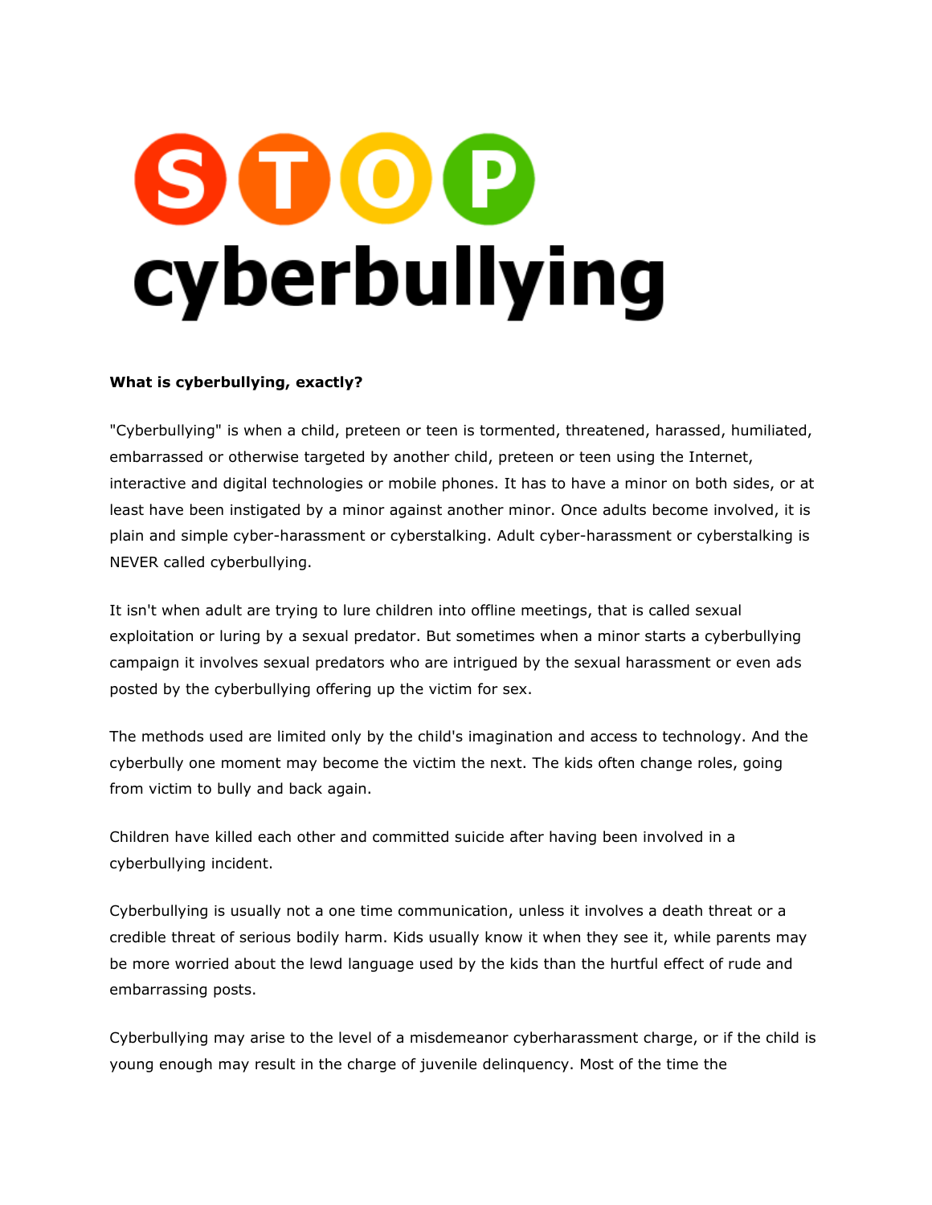# STOP cyberbullying

**What is cyberbullying, exactly?**

"Cyberbullying" is when a child, preteen or teen is tormented, threatened, harassed, humiliated, embarrassed or otherwise targeted by another child, preteen or teen using the Internet, interactive and digital technologies or mobile phones. It has to have a minor on both sides, or at least have been instigated by a minor against another minor. Once adults become involved, it is plain and simple cyber-harassment or cyberstalking. Adult cyber-harassment or cyberstalking is NEVER called cyberbullying.

It isn't when adult are trying to lure children into offline meetings, that is called sexual exploitation or luring by a sexual predator. But sometimes when a minor starts a cyberbullying campaign it involves sexual predators who are intrigued by the sexual harassment or even ads posted by the cyberbullying offering up the victim for sex.

The methods used are limited only by the child's imagination and access to technology. And the cyberbully one moment may become the victim the next. The kids often change roles, going from victim to bully and back again.

Children have killed each other and committed suicide after having been involved in a cyberbullying incident.

Cyberbullying is usually not a one time communication, unless it involves a death threat or a credible threat of serious bodily harm. Kids usually know it when they see it, while parents may be more worried about the lewd language used by the kids than the hurtful effect of rude and embarrassing posts.

Cyberbullying may arise to the level of a misdemeanor cyberharassment charge, or if the child is young enough may result in the charge of juvenile delinquency. Most of the time the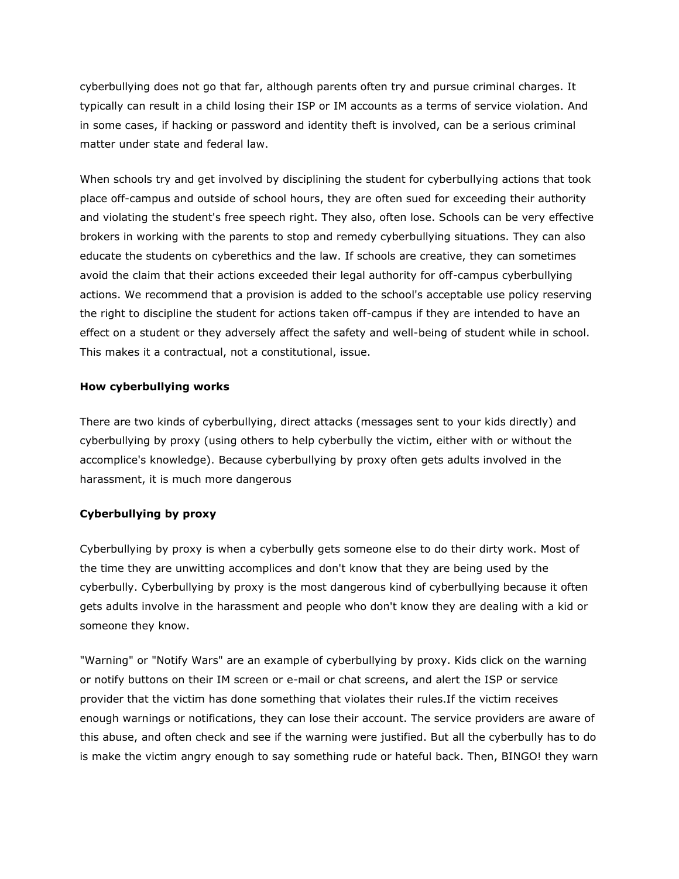cyberbullying does not go that far, although parents often try and pursue criminal charges. It typically can result in a child losing their ISP or IM accounts as a terms of service violation. And in some cases, if hacking or password and identity theft is involved, can be a serious criminal matter under state and federal law.

When schools try and get involved by disciplining the student for cyberbullying actions that took place off-campus and outside of school hours, they are often sued for exceeding their authority and violating the student's free speech right. They also, often lose. Schools can be very effective brokers in working with the parents to stop and remedy cyberbullying situations. They can also educate the students on cyberethics and the law. If schools are creative, they can sometimes avoid the claim that their actions exceeded their legal authority for off-campus cyberbullying actions. We recommend that a provision is added to the school's acceptable use policy reserving the right to discipline the student for actions taken off-campus if they are intended to have an effect on a student or they adversely affect the safety and well-being of student while in school. This makes it a contractual, not a constitutional, issue.

**How cyberbullying works**

There are two kinds of cyberbullying, direct attacks (messages sent to your kids directly) and cyberbullying by proxy (using others to help cyberbully the victim, either with or without the accomplice's knowledge). Because cyberbullying by proxy often gets adults involved in the harassment, it is much more dangerous

**Cyberbullying by proxy**

Cyberbullying by proxy is when a cyberbully gets someone else to do their dirty work. Most of the time they are unwitting accomplices and don't know that they are being used by the cyberbully. Cyberbullying by proxy is the most dangerous kind of cyberbullying because it often gets adults involve in the harassment and people who don't know they are dealing with a kid or someone they know.

"Warning" or "Notify Wars" are an example of cyberbullying by proxy. Kids click on the warning or notify buttons on their IM screen or e-mail or chat screens, and alert the ISP or service provider that the victim has done something that violates their rules.If the victim receives enough warnings or notifications, they can lose their account. The service providers are aware of this abuse, and often check and see if the warning were justified. But all the cyberbully has to do is make the victim angry enough to say something rude or hateful back. Then, BINGO! they warn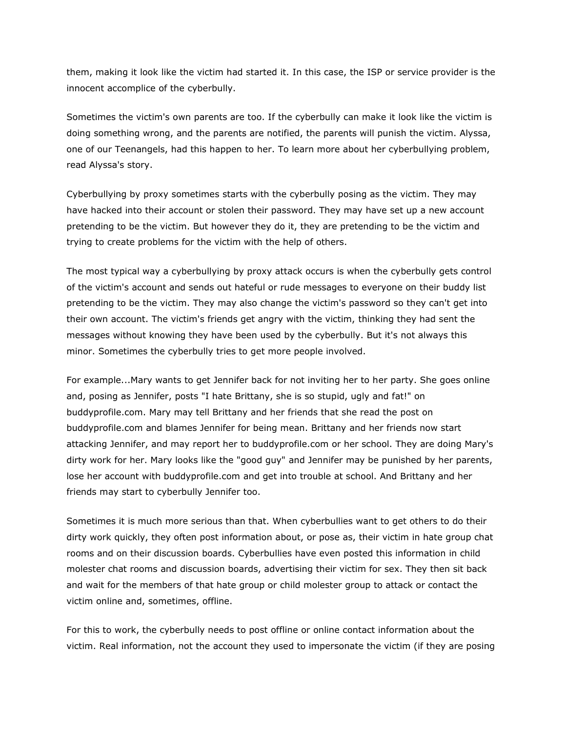them, making it look like the victim had started it. In this case, the ISP or service provider is the innocent accomplice of the cyberbully.

Sometimes the victim's own parents are too. If the cyberbully can make it look like the victim is doing something wrong, and the parents are notified, the parents will punish the victim. Alyssa, one of our Teenangels, had this happen to her. To learn more about her cyberbullying problem, read Alyssa's story.

Cyberbullying by proxy sometimes starts with the cyberbully posing as the victim. They may have hacked into their account or stolen their password. They may have set up a new account pretending to be the victim. But however they do it, they are pretending to be the victim and trying to create problems for the victim with the help of others.

The most typical way a cyberbullying by proxy attack occurs is when the cyberbully gets control of the victim's account and sends out hateful or rude messages to everyone on their buddy list pretending to be the victim. They may also change the victim's password so they can't get into their own account. The victim's friends get angry with the victim, thinking they had sent the messages without knowing they have been used by the cyberbully. But it's not always this minor. Sometimes the cyberbully tries to get more people involved.

For example...Mary wants to get Jennifer back for not inviting her to her party. She goes online and, posing as Jennifer, posts "I hate Brittany, she is so stupid, ugly and fat!" on buddyprofile.com. Mary may tell Brittany and her friends that she read the post on buddyprofile.com and blames Jennifer for being mean. Brittany and her friends now start attacking Jennifer, and may report her to buddyprofile.com or her school. They are doing Mary's dirty work for her. Mary looks like the "good guy" and Jennifer may be punished by her parents, lose her account with buddyprofile.com and get into trouble at school. And Brittany and her friends may start to cyberbully Jennifer too.

Sometimes it is much more serious than that. When cyberbullies want to get others to do their dirty work quickly, they often post information about, or pose as, their victim in hate group chat rooms and on their discussion boards. Cyberbullies have even posted this information in child molester chat rooms and discussion boards, advertising their victim for sex. They then sit back and wait for the members of that hate group or child molester group to attack or contact the victim online and, sometimes, offline.

For this to work, the cyberbully needs to post offline or online contact information about the victim. Real information, not the account they used to impersonate the victim (if they are posing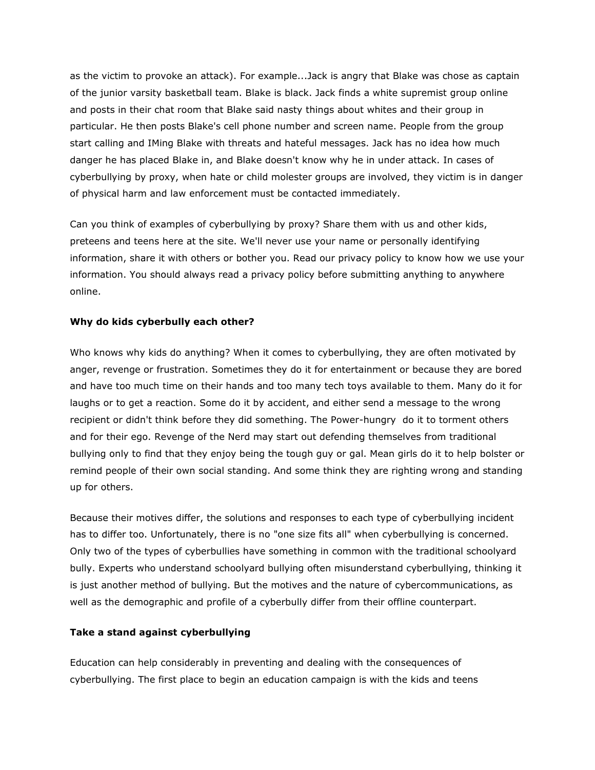as the victim to provoke an attack). For example...Jack is angry that Blake was chose as captain of the junior varsity basketball team. Blake is black. Jack finds a white supremist group online and posts in their chat room that Blake said nasty things about whites and their group in particular. He then posts Blake's cell phone number and screen name. People from the group start calling and IMing Blake with threats and hateful messages. Jack has no idea how much danger he has placed Blake in, and Blake doesn't know why he in under attack. In cases of cyberbullying by proxy, when hate or child molester groups are involved, they victim is in danger of physical harm and law enforcement must be contacted immediately.

Can you think of examples of cyberbullying by proxy? Share them with us and other kids, preteens and teens here at the site. We'll never use your name or personally identifying information, share it with others or bother you. Read our privacy policy to know how we use your information. You should always read a privacy policy before submitting anything to anywhere online.

**Why do kids cyberbully each other?**

Who knows why kids do anything? When it comes to cyberbullying, they are often motivated by anger, revenge or frustration. Sometimes they do it for entertainment or because they are bored and have too much time on their hands and too many tech toys available to them. Many do it for laughs or to get a reaction. Some do it by accident, and either send a message to the wrong recipient or didn't think before they did something. The Power-hungry do it to torment others and for their ego. Revenge of the Nerd may start out defending themselves from traditional bullying only to find that they enjoy being the tough guy or gal. Mean girls do it to help bolster or remind people of their own social standing. And some think they are righting wrong and standing up for others.

Because their motives differ, the solutions and responses to each type of cyberbullying incident has to differ too. Unfortunately, there is no "one size fits all" when cyberbullying is concerned. Only two of the types of cyberbullies have something in common with the traditional schoolyard bully. Experts who understand schoolyard bullying often misunderstand cyberbullying, thinking it is just another method of bullying. But the motives and the nature of cybercommunications, as well as the demographic and profile of a cyberbully differ from their offline counterpart.

**Take a stand against cyberbullying**

Education can help considerably in preventing and dealing with the consequences of cyberbullying. The first place to begin an education campaign is with the kids and teens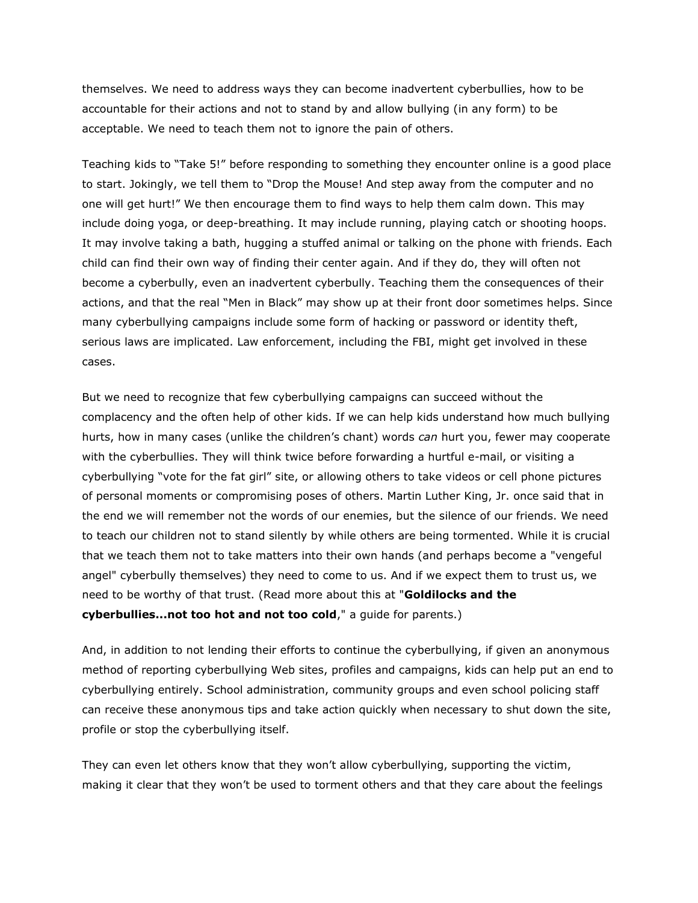themselves. We need to address ways they can become inadvertent cyberbullies, how to be accountable for their actions and not to stand by and allow bullying (in any form) to be acceptable. We need to teach them not to ignore the pain of others.

Teaching kids to "Take 5!" before responding to something they encounter online is a good place to start. Jokingly, we tell them to "Drop the Mouse! And step away from the computer and no one will get hurt!" We then encourage them to find ways to help them calm down. This may include doing yoga, or deep-breathing. It may include running, playing catch or shooting hoops. It may involve taking a bath, hugging a stuffed animal or talking on the phone with friends. Each child can find their own way of finding their center again. And if they do, they will often not become a cyberbully, even an inadvertent cyberbully. Teaching them the consequences of their actions, and that the real "Men in Black" may show up at their front door sometimes helps. Since many cyberbullying campaigns include some form of hacking or password or identity theft, serious laws are implicated. Law enforcement, including the FBI, might get involved in these cases.

But we need to recognize that few cyberbullying campaigns can succeed without the complacency and the often help of other kids. If we can help kids understand how much bullying hurts, how in many cases (unlike the children's chant) words *can* hurt you, fewer may cooperate with the cyberbullies. They will think twice before forwarding a hurtful e-mail, or visiting a cyberbullying "vote for the fat girl" site, or allowing others to take videos or cell phone pictures of personal moments or compromising poses of others. Martin Luther King, Jr. once said that in the end we will remember not the words of our enemies, but the silence of our friends. We need to teach our children not to stand silently by while others are being tormented. While it is crucial that we teach them not to take matters into their own hands (and perhaps become a "vengeful angel" cyberbully themselves) they need to come to us. And if we expect them to trust us, we need to be worthy of that trust. (Read more about this at "**Goldilocks and the cyberbullies...not too hot and not too cold**," a guide for parents.)

And, in addition to not lending their efforts to continue the cyberbullying, if given an anonymous method of reporting cyberbullying Web sites, profiles and campaigns, kids can help put an end to cyberbullying entirely. School administration, community groups and even school policing staff can receive these anonymous tips and take action quickly when necessary to shut down the site, profile or stop the cyberbullying itself.

They can even let others know that they won't allow cyberbullying, supporting the victim, making it clear that they won't be used to torment others and that they care about the feelings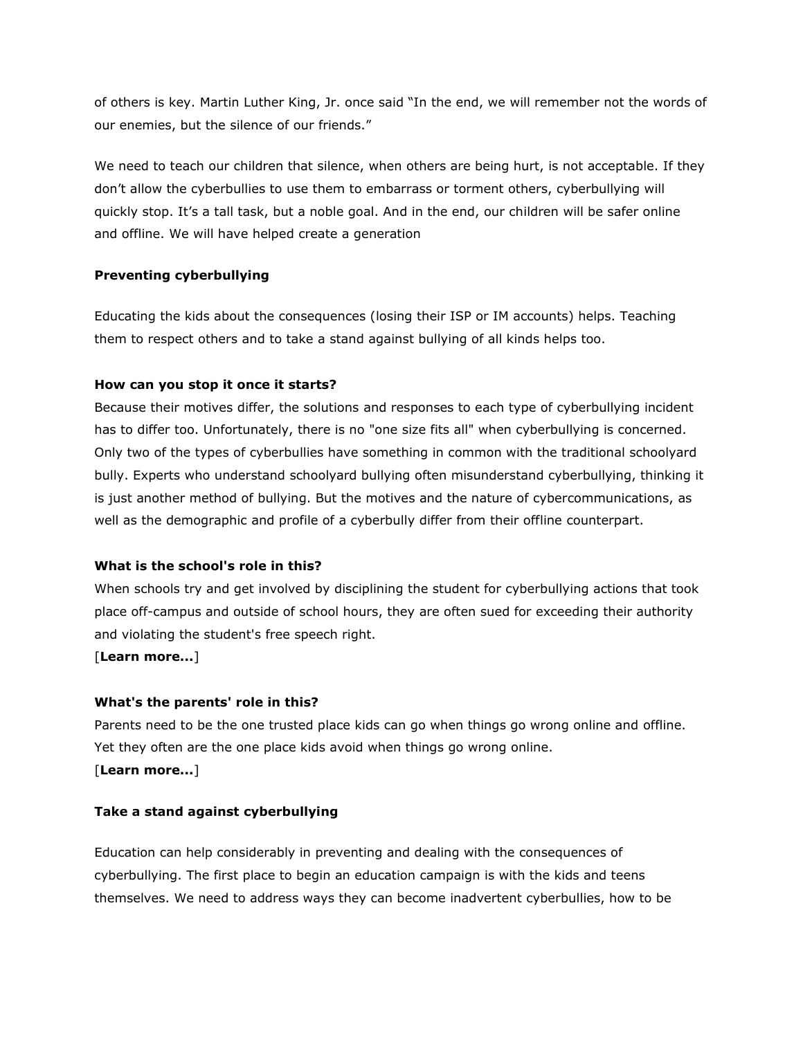of others is key. Martin Luther King, Jr. once said “In the end, we will remember not the words of our enemies, but the silence of our friends.”

We need to teach our children that silence, when others are being hurt, is not acceptable. If they don’t allow the cyberbullies to use them to embarrass or torment others, cyberbullying will quickly stop. It’s a tall task, but a noble goal. And in the end, our children will be safer online and offline. We will have helped create a generation

**Preventing cyberbullying**

Educating the kids about the consequences (losing their ISP or IM accounts) helps. Teaching them to respect others and to take a stand against bullying of all kinds helps too.

**How can you stop it once it starts?**

Because their motives differ, the solutions and responses to each type of cyberbullying incident has to differ too. Unfortunately, there is no "one size fits all" when cyberbullying is concerned. Only two of the types of cyberbullies have something in common with the traditional schoolyard bully. Experts who understand schoolyard bullying often misunderstand cyberbullying, thinking it is just another method of bullying. But the motives and the nature of cybercommunications, as well as the demographic and profile of a cyberbully differ from their offline counterpart.

**What is the school's role in this?**

When schools try and get involved by disciplining the student for cyberbullying actions that took place off-campus and outside of school hours, they are often sued for exceeding their authority and violating the student's free speech right.
[**Learn more...**]

**What's the parents' role in this?**

Parents need to be the one trusted place kids can go when things go wrong online and offline. Yet they often are the one place kids avoid when things go wrong online.
[**Learn more...**]

**Take a stand against cyberbullying**

Education can help considerably in preventing and dealing with the consequences of cyberbullying. The first place to begin an education campaign is with the kids and teens themselves. We need to address ways they can become inadvertent cyberbullies, how to be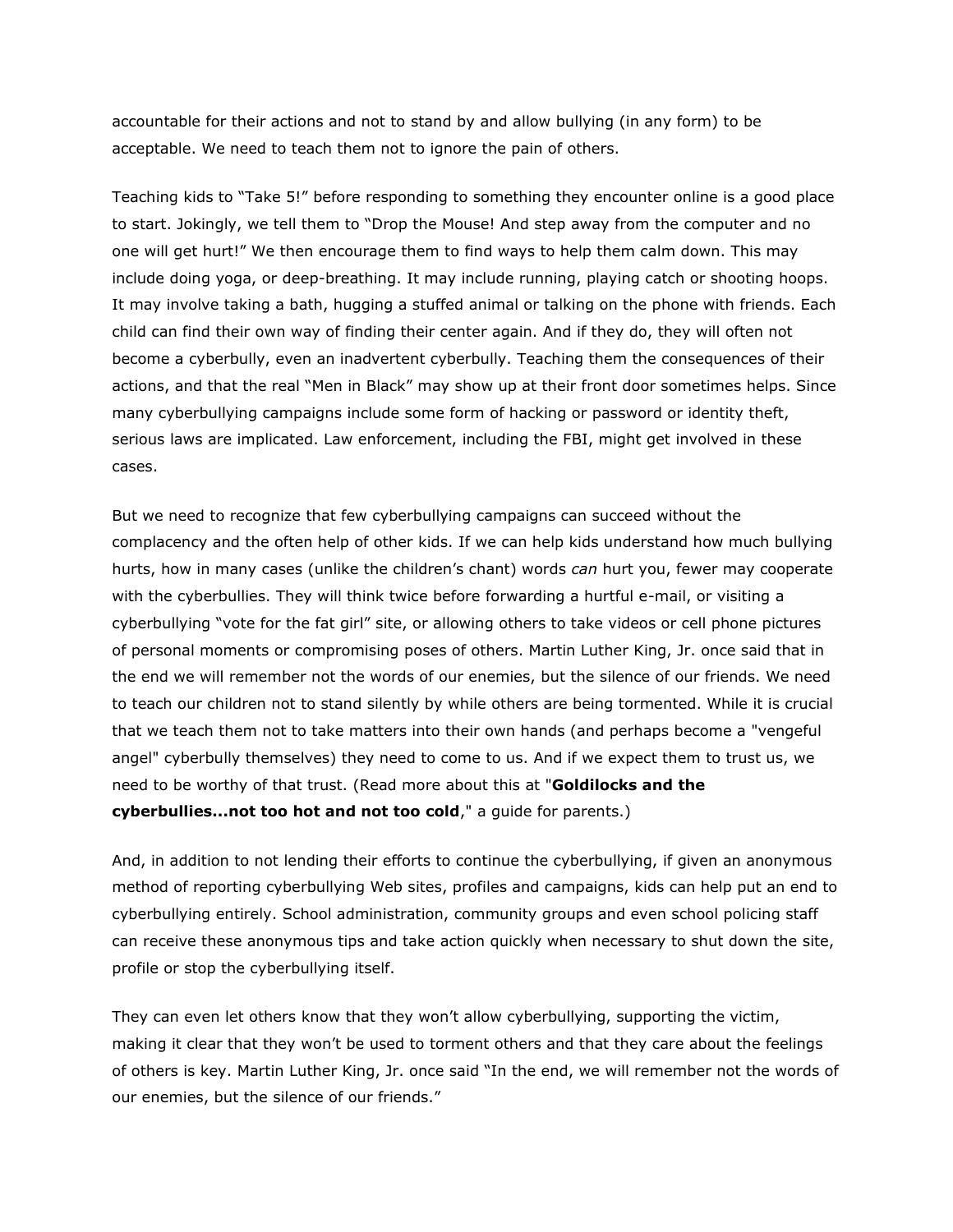accountable for their actions and not to stand by and allow bullying (in any form) to be acceptable. We need to teach them not to ignore the pain of others.

Teaching kids to "Take 5!" before responding to something they encounter online is a good place to start. Jokingly, we tell them to "Drop the Mouse! And step away from the computer and no one will get hurt!" We then encourage them to find ways to help them calm down. This may include doing yoga, or deep-breathing. It may include running, playing catch or shooting hoops. It may involve taking a bath, hugging a stuffed animal or talking on the phone with friends. Each child can find their own way of finding their center again. And if they do, they will often not become a cyberbully, even an inadvertent cyberbully. Teaching them the consequences of their actions, and that the real "Men in Black" may show up at their front door sometimes helps. Since many cyberbullying campaigns include some form of hacking or password or identity theft, serious laws are implicated. Law enforcement, including the FBI, might get involved in these cases.

But we need to recognize that few cyberbullying campaigns can succeed without the complacency and the often help of other kids. If we can help kids understand how much bullying hurts, how in many cases (unlike the children's chant) words *can* hurt you, fewer may cooperate with the cyberbullies. They will think twice before forwarding a hurtful e-mail, or visiting a cyberbullying "vote for the fat girl" site, or allowing others to take videos or cell phone pictures of personal moments or compromising poses of others. Martin Luther King, Jr. once said that in the end we will remember not the words of our enemies, but the silence of our friends. We need to teach our children not to stand silently by while others are being tormented. While it is crucial that we teach them not to take matters into their own hands (and perhaps become a "vengeful angel" cyberbully themselves) they need to come to us. And if we expect them to trust us, we need to be worthy of that trust. (Read more about this at "**Goldilocks and the cyberbullies...not too hot and not too cold**," a guide for parents.)

And, in addition to not lending their efforts to continue the cyberbullying, if given an anonymous method of reporting cyberbullying Web sites, profiles and campaigns, kids can help put an end to cyberbullying entirely. School administration, community groups and even school policing staff can receive these anonymous tips and take action quickly when necessary to shut down the site, profile or stop the cyberbullying itself.

They can even let others know that they won't allow cyberbullying, supporting the victim, making it clear that they won't be used to torment others and that they care about the feelings of others is key. Martin Luther King, Jr. once said "In the end, we will remember not the words of our enemies, but the silence of our friends."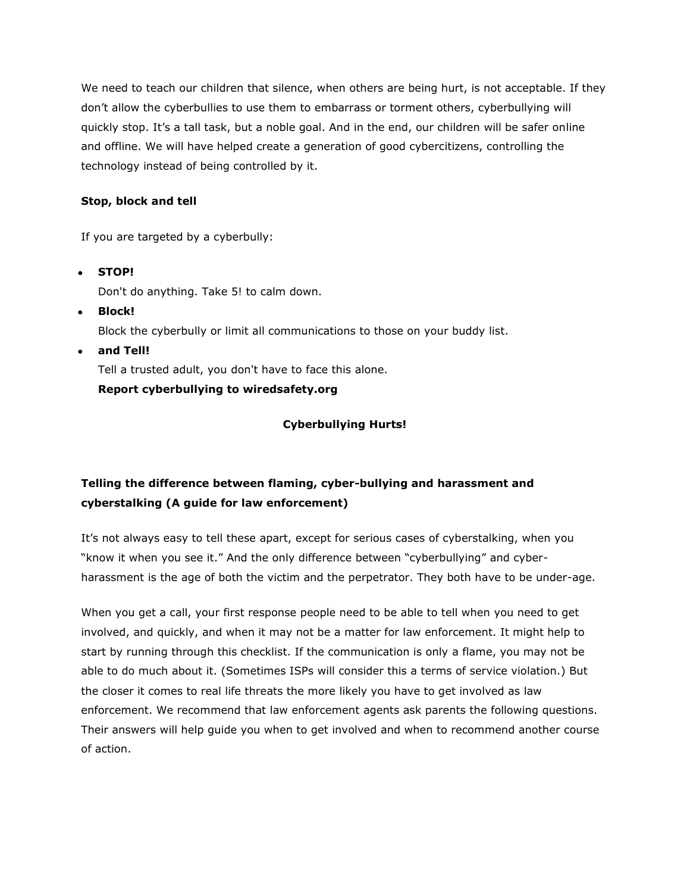We need to teach our children that silence, when others are being hurt, is not acceptable. If they don't allow the cyberbullies to use them to embarrass or torment others, cyberbullying will quickly stop. It's a tall task, but a noble goal. And in the end, our children will be safer online and offline. We will have helped create a generation of good cybercitizens, controlling the technology instead of being controlled by it.

**Stop, block and tell**

If you are targeted by a cyberbully:

- **STOP!**
  Don't do anything. Take 5! to calm down.
- **Block!**
  Block the cyberbully or limit all communications to those on your buddy list.
- **and Tell!**
  Tell a trusted adult, you don't have to face this alone.
  **Report cyberbullying to wiredsafety.org**

**Cyberbullying Hurts!**

**Telling the difference between flaming, cyber-bullying and harassment and cyberstalking (A guide for law enforcement)**

It's not always easy to tell these apart, except for serious cases of cyberstalking, when you "know it when you see it." And the only difference between "cyberbullying" and cyber-harassment is the age of both the victim and the perpetrator. They both have to be under-age.

When you get a call, your first response people need to be able to tell when you need to get involved, and quickly, and when it may not be a matter for law enforcement. It might help to start by running through this checklist. If the communication is only a flame, you may not be able to do much about it. (Sometimes ISPs will consider this a terms of service violation.) But the closer it comes to real life threats the more likely you have to get involved as law enforcement. We recommend that law enforcement agents ask parents the following questions. Their answers will help guide you when to get involved and when to recommend another course of action.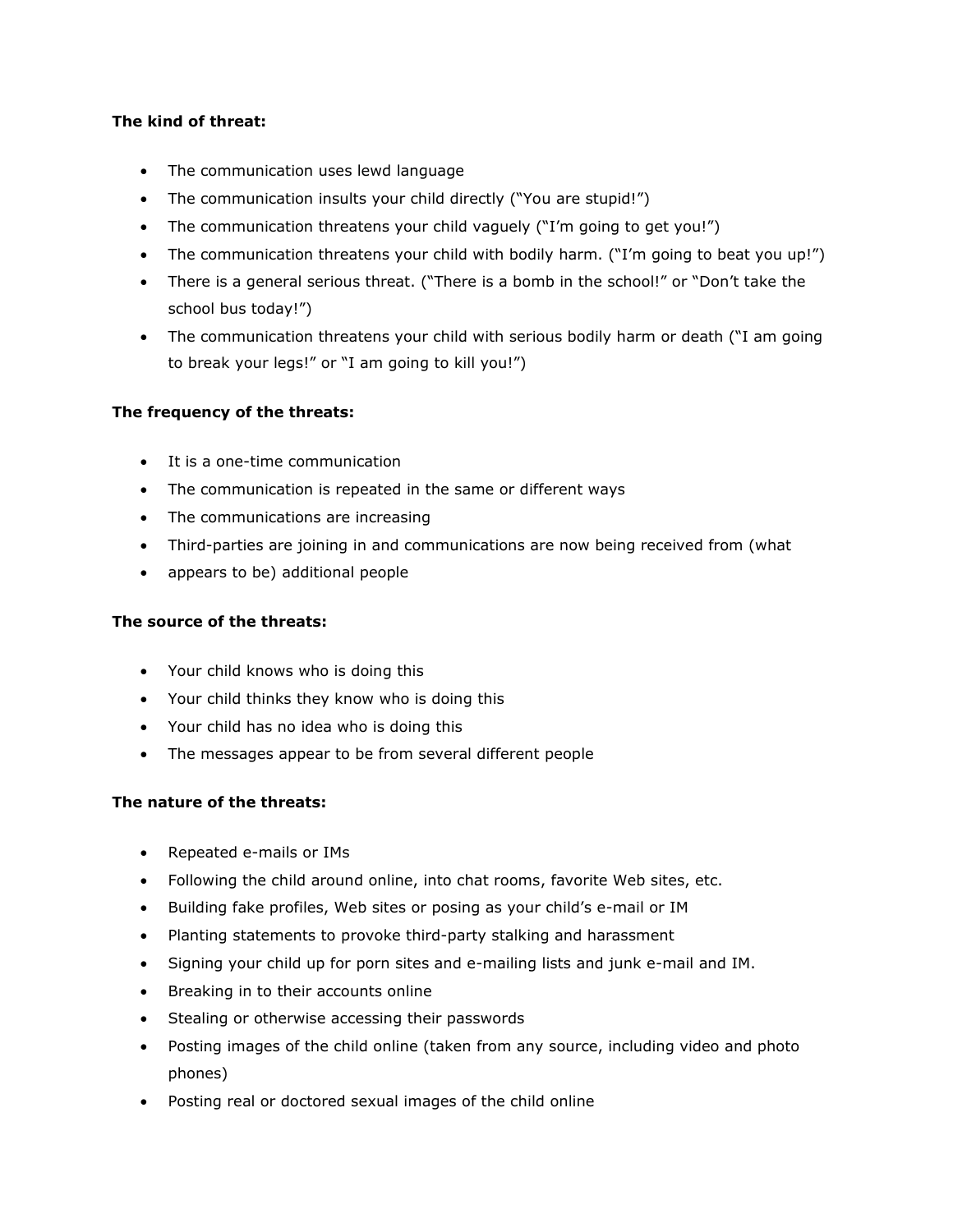**The kind of threat:**

- The communication uses lewd language
- The communication insults your child directly ("You are stupid!")
- The communication threatens your child vaguely ("I'm going to get you!")
- The communication threatens your child with bodily harm. ("I'm going to beat you up!")
- There is a general serious threat. ("There is a bomb in the school!" or "Don't take the school bus today!")
- The communication threatens your child with serious bodily harm or death ("I am going to break your legs!" or "I am going to kill you!")

**The frequency of the threats:**

- It is a one-time communication
- The communication is repeated in the same or different ways
- The communications are increasing
- Third-parties are joining in and communications are now being received from (what
- appears to be) additional people

**The source of the threats:**

- Your child knows who is doing this
- Your child thinks they know who is doing this
- Your child has no idea who is doing this
- The messages appear to be from several different people

**The nature of the threats:**

- Repeated e-mails or IMs
- Following the child around online, into chat rooms, favorite Web sites, etc.
- Building fake profiles, Web sites or posing as your child's e-mail or IM
- Planting statements to provoke third-party stalking and harassment
- Signing your child up for porn sites and e-mailing lists and junk e-mail and IM.
- Breaking in to their accounts online
- Stealing or otherwise accessing their passwords
- Posting images of the child online (taken from any source, including video and photo phones)
- Posting real or doctored sexual images of the child online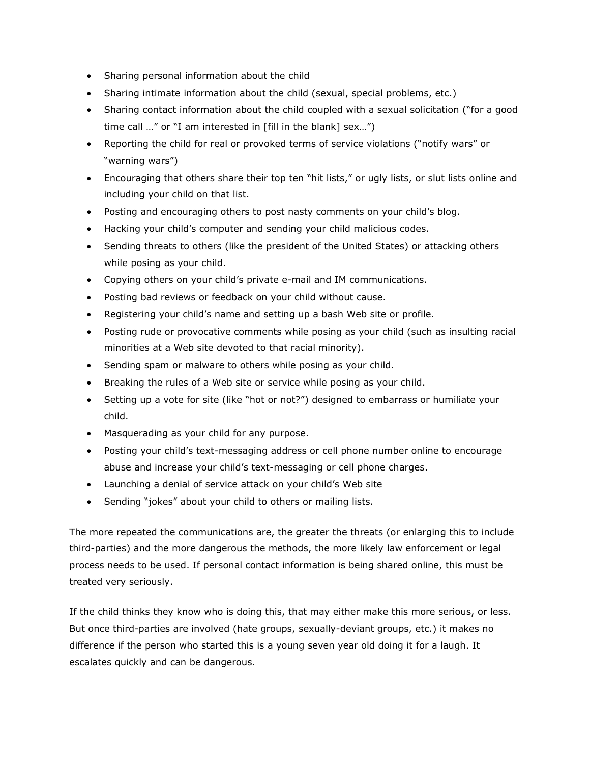- Sharing personal information about the child
- Sharing intimate information about the child (sexual, special problems, etc.)
- Sharing contact information about the child coupled with a sexual solicitation ("for a good time call …" or "I am interested in [fill in the blank] sex…")
- Reporting the child for real or provoked terms of service violations ("notify wars" or "warning wars")
- Encouraging that others share their top ten "hit lists," or ugly lists, or slut lists online and including your child on that list.
- Posting and encouraging others to post nasty comments on your child's blog.
- Hacking your child's computer and sending your child malicious codes.
- Sending threats to others (like the president of the United States) or attacking others while posing as your child.
- Copying others on your child's private e-mail and IM communications.
- Posting bad reviews or feedback on your child without cause.
- Registering your child's name and setting up a bash Web site or profile.
- Posting rude or provocative comments while posing as your child (such as insulting racial minorities at a Web site devoted to that racial minority).
- Sending spam or malware to others while posing as your child.
- Breaking the rules of a Web site or service while posing as your child.
- Setting up a vote for site (like "hot or not?") designed to embarrass or humiliate your child.
- Masquerading as your child for any purpose.
- Posting your child's text-messaging address or cell phone number online to encourage abuse and increase your child's text-messaging or cell phone charges.
- Launching a denial of service attack on your child's Web site
- Sending "jokes" about your child to others or mailing lists.

The more repeated the communications are, the greater the threats (or enlarging this to include third-parties) and the more dangerous the methods, the more likely law enforcement or legal process needs to be used. If personal contact information is being shared online, this must be treated very seriously.

If the child thinks they know who is doing this, that may either make this more serious, or less. But once third-parties are involved (hate groups, sexually-deviant groups, etc.) it makes no difference if the person who started this is a young seven year old doing it for a laugh. It escalates quickly and can be dangerous.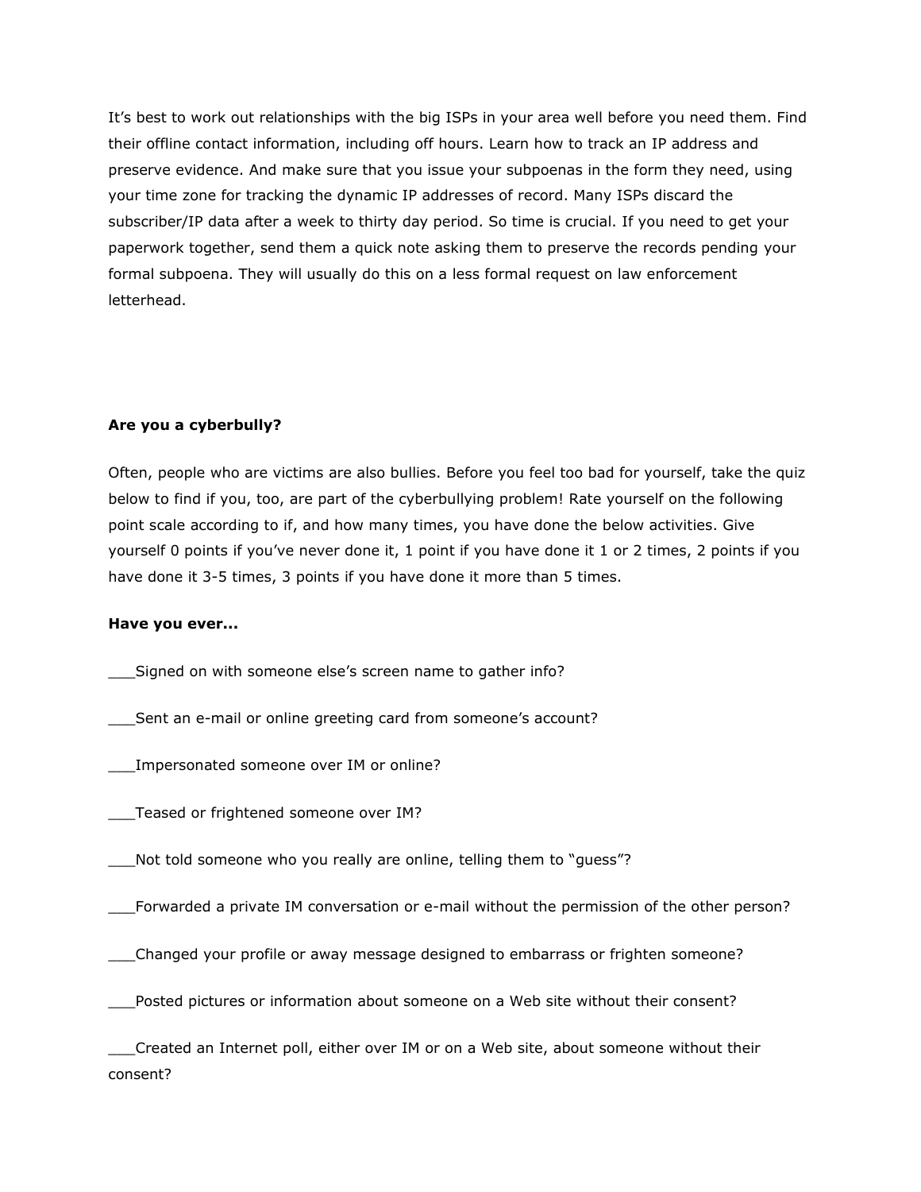It's best to work out relationships with the big ISPs in your area well before you need them. Find their offline contact information, including off hours. Learn how to track an IP address and preserve evidence. And make sure that you issue your subpoenas in the form they need, using your time zone for tracking the dynamic IP addresses of record. Many ISPs discard the subscriber/IP data after a week to thirty day period. So time is crucial. If you need to get your paperwork together, send them a quick note asking them to preserve the records pending your formal subpoena. They will usually do this on a less formal request on law enforcement letterhead.

**Are you a cyberbully?**

Often, people who are victims are also bullies. Before you feel too bad for yourself, take the quiz below to find if you, too, are part of the cyberbullying problem! Rate yourself on the following point scale according to if, and how many times, you have done the below activities. Give yourself 0 points if you've never done it, 1 point if you have done it 1 or 2 times, 2 points if you have done it 3-5 times, 3 points if you have done it more than 5 times.

**Have you ever...**

___Signed on with someone else's screen name to gather info?

___Sent an e-mail or online greeting card from someone's account?

___Impersonated someone over IM or online?

___Teased or frightened someone over IM?

___Not told someone who you really are online, telling them to "guess"?

___Forwarded a private IM conversation or e-mail without the permission of the other person?

___Changed your profile or away message designed to embarrass or frighten someone?

___Posted pictures or information about someone on a Web site without their consent?

___Created an Internet poll, either over IM or on a Web site, about someone without their consent?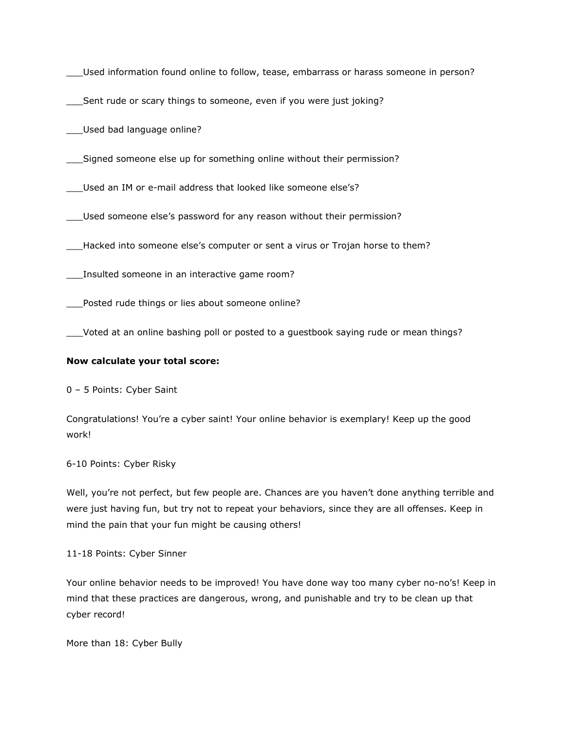___Used information found online to follow, tease, embarrass or harass someone in person?

___Sent rude or scary things to someone, even if you were just joking?

___Used bad language online?

___Signed someone else up for something online without their permission?

___Used an IM or e-mail address that looked like someone else's?

___Used someone else's password for any reason without their permission?

___Hacked into someone else's computer or sent a virus or Trojan horse to them?

___Insulted someone in an interactive game room?

___Posted rude things or lies about someone online?

___Voted at an online bashing poll or posted to a guestbook saying rude or mean things?

**Now calculate your total score:**

0 – 5 Points: Cyber Saint

Congratulations! You're a cyber saint! Your online behavior is exemplary! Keep up the good work!

6-10 Points: Cyber Risky

Well, you're not perfect, but few people are. Chances are you haven't done anything terrible and were just having fun, but try not to repeat your behaviors, since they are all offenses. Keep in mind the pain that your fun might be causing others!

11-18 Points: Cyber Sinner

Your online behavior needs to be improved! You have done way too many cyber no-no's! Keep in mind that these practices are dangerous, wrong, and punishable and try to be clean up that cyber record!

More than 18: Cyber Bully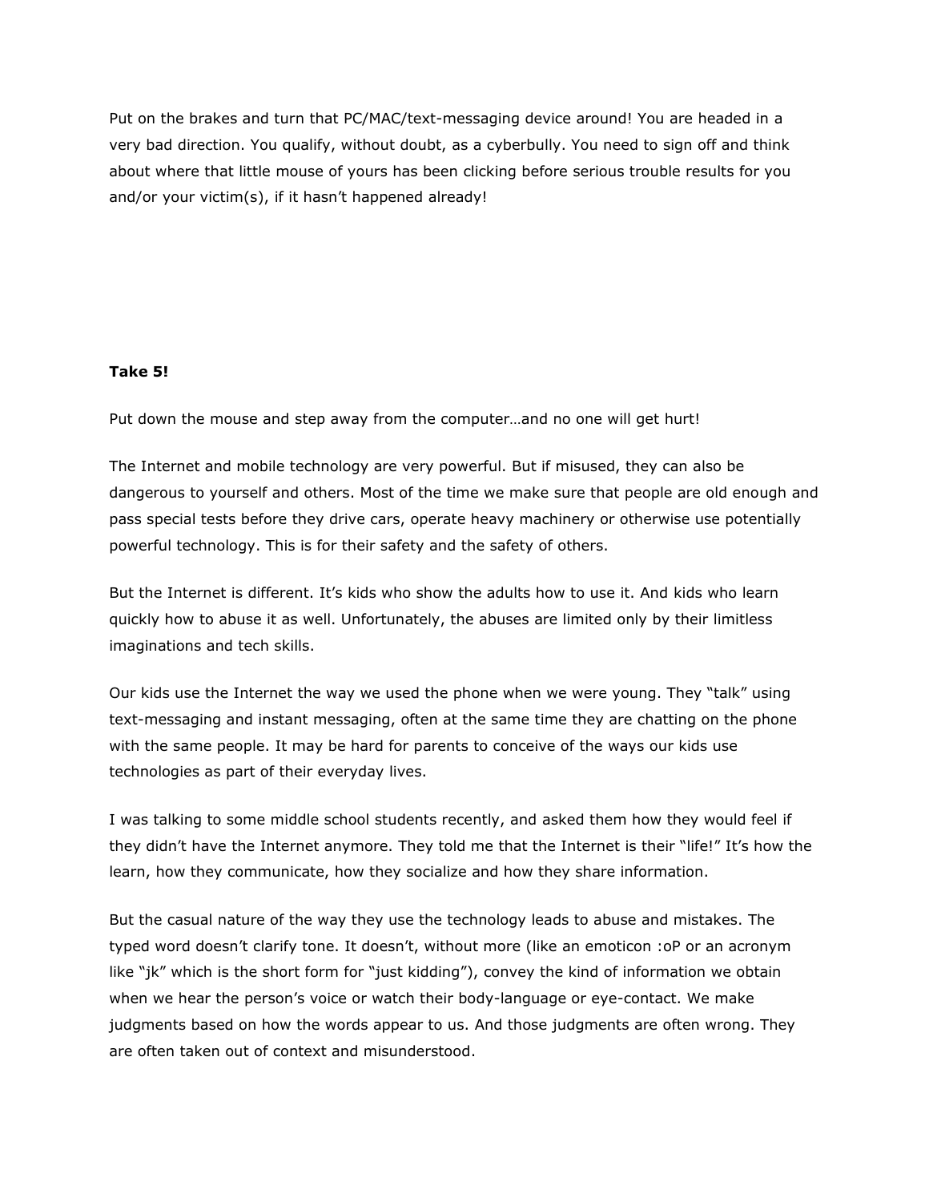Put on the brakes and turn that PC/MAC/text-messaging device around! You are headed in a very bad direction. You qualify, without doubt, as a cyberbully. You need to sign off and think about where that little mouse of yours has been clicking before serious trouble results for you and/or your victim(s), if it hasn't happened already!

**Take 5!**

Put down the mouse and step away from the computer…and no one will get hurt!

The Internet and mobile technology are very powerful. But if misused, they can also be dangerous to yourself and others. Most of the time we make sure that people are old enough and pass special tests before they drive cars, operate heavy machinery or otherwise use potentially powerful technology. This is for their safety and the safety of others.

But the Internet is different. It's kids who show the adults how to use it. And kids who learn quickly how to abuse it as well. Unfortunately, the abuses are limited only by their limitless imaginations and tech skills.

Our kids use the Internet the way we used the phone when we were young. They "talk" using text-messaging and instant messaging, often at the same time they are chatting on the phone with the same people. It may be hard for parents to conceive of the ways our kids use technologies as part of their everyday lives.

I was talking to some middle school students recently, and asked them how they would feel if they didn't have the Internet anymore. They told me that the Internet is their "life!" It's how the learn, how they communicate, how they socialize and how they share information.

But the casual nature of the way they use the technology leads to abuse and mistakes. The typed word doesn't clarify tone. It doesn't, without more (like an emoticon :oP or an acronym like "jk" which is the short form for "just kidding"), convey the kind of information we obtain when we hear the person's voice or watch their body-language or eye-contact. We make judgments based on how the words appear to us. And those judgments are often wrong. They are often taken out of context and misunderstood.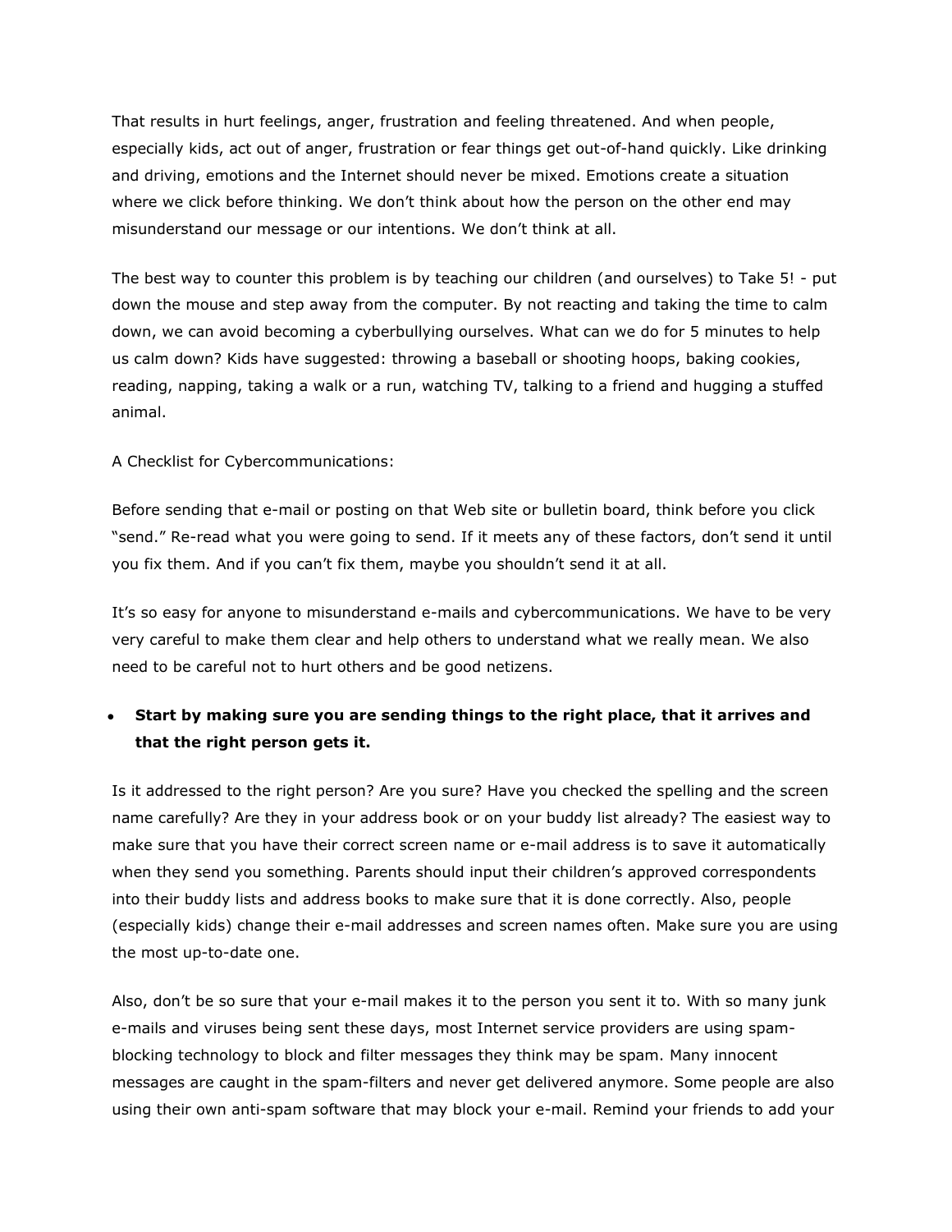That results in hurt feelings, anger, frustration and feeling threatened. And when people, especially kids, act out of anger, frustration or fear things get out-of-hand quickly. Like drinking and driving, emotions and the Internet should never be mixed. Emotions create a situation where we click before thinking. We don't think about how the person on the other end may misunderstand our message or our intentions. We don't think at all.

The best way to counter this problem is by teaching our children (and ourselves) to Take 5! - put down the mouse and step away from the computer. By not reacting and taking the time to calm down, we can avoid becoming a cyberbullying ourselves. What can we do for 5 minutes to help us calm down? Kids have suggested: throwing a baseball or shooting hoops, baking cookies, reading, napping, taking a walk or a run, watching TV, talking to a friend and hugging a stuffed animal.

A Checklist for Cybercommunications:

Before sending that e-mail or posting on that Web site or bulletin board, think before you click "send." Re-read what you were going to send. If it meets any of these factors, don't send it until you fix them. And if you can't fix them, maybe you shouldn't send it at all.

It's so easy for anyone to misunderstand e-mails and cybercommunications. We have to be very very careful to make them clear and help others to understand what we really mean. We also need to be careful not to hurt others and be good netizens.

- **Start by making sure you are sending things to the right place, that it arrives and that the right person gets it.**

Is it addressed to the right person? Are you sure? Have you checked the spelling and the screen name carefully? Are they in your address book or on your buddy list already? The easiest way to make sure that you have their correct screen name or e-mail address is to save it automatically when they send you something. Parents should input their children's approved correspondents into their buddy lists and address books to make sure that it is done correctly. Also, people (especially kids) change their e-mail addresses and screen names often. Make sure you are using the most up-to-date one.

Also, don't be so sure that your e-mail makes it to the person you sent it to. With so many junk e-mails and viruses being sent these days, most Internet service providers are using spam-blocking technology to block and filter messages they think may be spam. Many innocent messages are caught in the spam-filters and never get delivered anymore. Some people are also using their own anti-spam software that may block your e-mail. Remind your friends to add your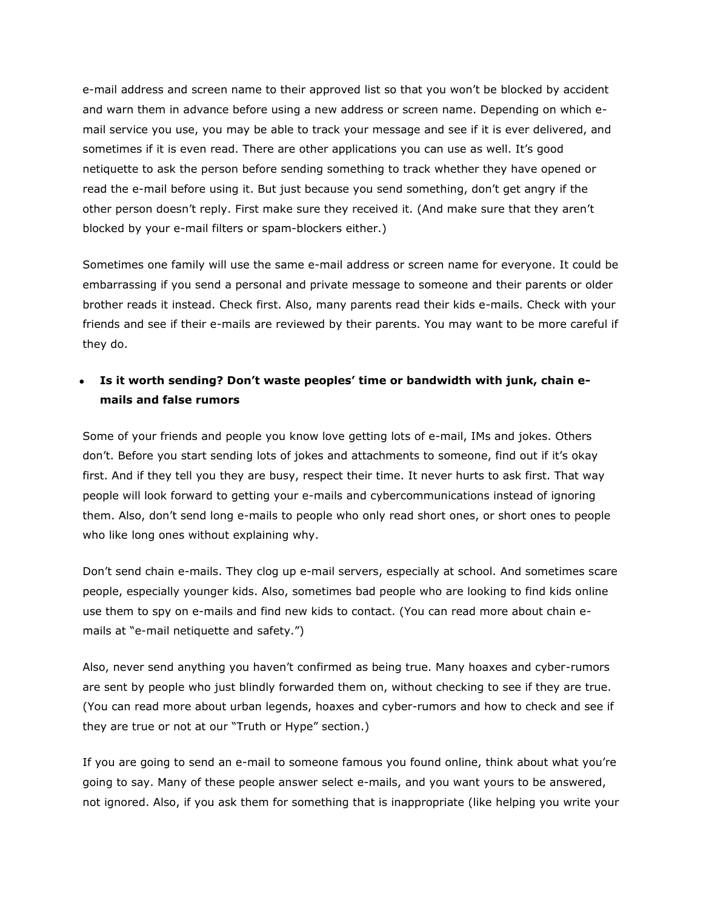e-mail address and screen name to their approved list so that you won't be blocked by accident and warn them in advance before using a new address or screen name. Depending on which e-mail service you use, you may be able to track your message and see if it is ever delivered, and sometimes if it is even read. There are other applications you can use as well. It's good netiquette to ask the person before sending something to track whether they have opened or read the e-mail before using it. But just because you send something, don't get angry if the other person doesn't reply. First make sure they received it. (And make sure that they aren't blocked by your e-mail filters or spam-blockers either.)

Sometimes one family will use the same e-mail address or screen name for everyone. It could be embarrassing if you send a personal and private message to someone and their parents or older brother reads it instead. Check first. Also, many parents read their kids e-mails. Check with your friends and see if their e-mails are reviewed by their parents. You may want to be more careful if they do.

- **Is it worth sending? Don't waste peoples' time or bandwidth with junk, chain e-mails and false rumors**

Some of your friends and people you know love getting lots of e-mail, IMs and jokes. Others don't. Before you start sending lots of jokes and attachments to someone, find out if it's okay first. And if they tell you they are busy, respect their time. It never hurts to ask first. That way people will look forward to getting your e-mails and cybercommunications instead of ignoring them. Also, don't send long e-mails to people who only read short ones, or short ones to people who like long ones without explaining why.

Don't send chain e-mails. They clog up e-mail servers, especially at school. And sometimes scare people, especially younger kids. Also, sometimes bad people who are looking to find kids online use them to spy on e-mails and find new kids to contact. (You can read more about chain e-mails at "e-mail netiquette and safety.")

Also, never send anything you haven't confirmed as being true. Many hoaxes and cyber-rumors are sent by people who just blindly forwarded them on, without checking to see if they are true. (You can read more about urban legends, hoaxes and cyber-rumors and how to check and see if they are true or not at our "Truth or Hype" section.)

If you are going to send an e-mail to someone famous you found online, think about what you're going to say. Many of these people answer select e-mails, and you want yours to be answered, not ignored. Also, if you ask them for something that is inappropriate (like helping you write your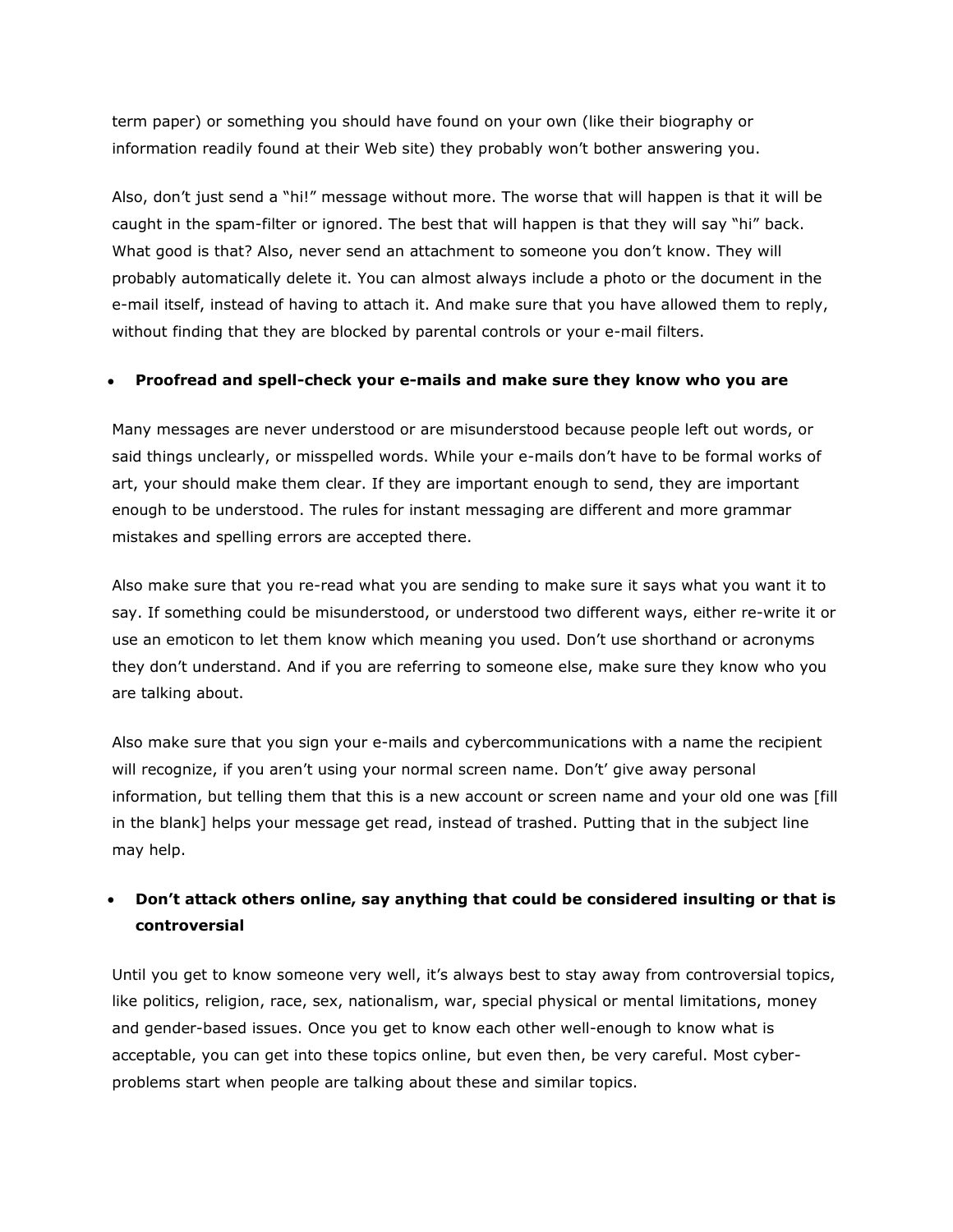term paper) or something you should have found on your own (like their biography or information readily found at their Web site) they probably won't bother answering you.

Also, don't just send a "hi!" message without more. The worse that will happen is that it will be caught in the spam-filter or ignored. The best that will happen is that they will say "hi" back. What good is that? Also, never send an attachment to someone you don't know. They will probably automatically delete it. You can almost always include a photo or the document in the e-mail itself, instead of having to attach it. And make sure that you have allowed them to reply, without finding that they are blocked by parental controls or your e-mail filters.

- **Proofread and spell-check your e-mails and make sure they know who you are**

Many messages are never understood or are misunderstood because people left out words, or said things unclearly, or misspelled words. While your e-mails don't have to be formal works of art, your should make them clear. If they are important enough to send, they are important enough to be understood. The rules for instant messaging are different and more grammar mistakes and spelling errors are accepted there.

Also make sure that you re-read what you are sending to make sure it says what you want it to say. If something could be misunderstood, or understood two different ways, either re-write it or use an emoticon to let them know which meaning you used. Don't use shorthand or acronyms they don't understand. And if you are referring to someone else, make sure they know who you are talking about.

Also make sure that you sign your e-mails and cybercommunications with a name the recipient will recognize, if you aren't using your normal screen name. Don't' give away personal information, but telling them that this is a new account or screen name and your old one was [fill in the blank] helps your message get read, instead of trashed. Putting that in the subject line may help.

- **Don't attack others online, say anything that could be considered insulting or that is controversial**

Until you get to know someone very well, it's always best to stay away from controversial topics, like politics, religion, race, sex, nationalism, war, special physical or mental limitations, money and gender-based issues. Once you get to know each other well-enough to know what is acceptable, you can get into these topics online, but even then, be very careful. Most cyber-problems start when people are talking about these and similar topics.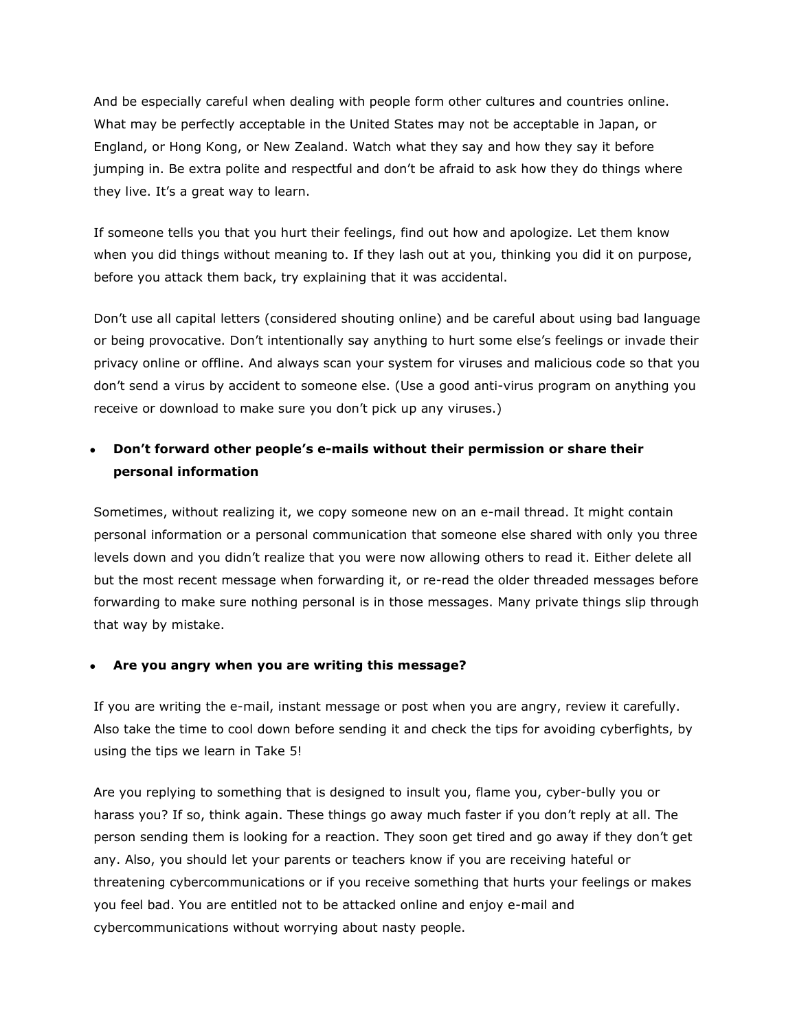And be especially careful when dealing with people form other cultures and countries online. What may be perfectly acceptable in the United States may not be acceptable in Japan, or England, or Hong Kong, or New Zealand. Watch what they say and how they say it before jumping in. Be extra polite and respectful and don't be afraid to ask how they do things where they live. It's a great way to learn.

If someone tells you that you hurt their feelings, find out how and apologize. Let them know when you did things without meaning to. If they lash out at you, thinking you did it on purpose, before you attack them back, try explaining that it was accidental.

Don't use all capital letters (considered shouting online) and be careful about using bad language or being provocative. Don't intentionally say anything to hurt some else's feelings or invade their privacy online or offline. And always scan your system for viruses and malicious code so that you don't send a virus by accident to someone else. (Use a good anti-virus program on anything you receive or download to make sure you don't pick up any viruses.)

- **Don't forward other people's e-mails without their permission or share their personal information**

Sometimes, without realizing it, we copy someone new on an e-mail thread. It might contain personal information or a personal communication that someone else shared with only you three levels down and you didn't realize that you were now allowing others to read it. Either delete all but the most recent message when forwarding it, or re-read the older threaded messages before forwarding to make sure nothing personal is in those messages. Many private things slip through that way by mistake.

- **Are you angry when you are writing this message?**

If you are writing the e-mail, instant message or post when you are angry, review it carefully. Also take the time to cool down before sending it and check the tips for avoiding cyberfights, by using the tips we learn in Take 5!

Are you replying to something that is designed to insult you, flame you, cyber-bully you or harass you? If so, think again. These things go away much faster if you don't reply at all. The person sending them is looking for a reaction. They soon get tired and go away if they don't get any. Also, you should let your parents or teachers know if you are receiving hateful or threatening cybercommunications or if you receive something that hurts your feelings or makes you feel bad. You are entitled not to be attacked online and enjoy e-mail and cybercommunications without worrying about nasty people.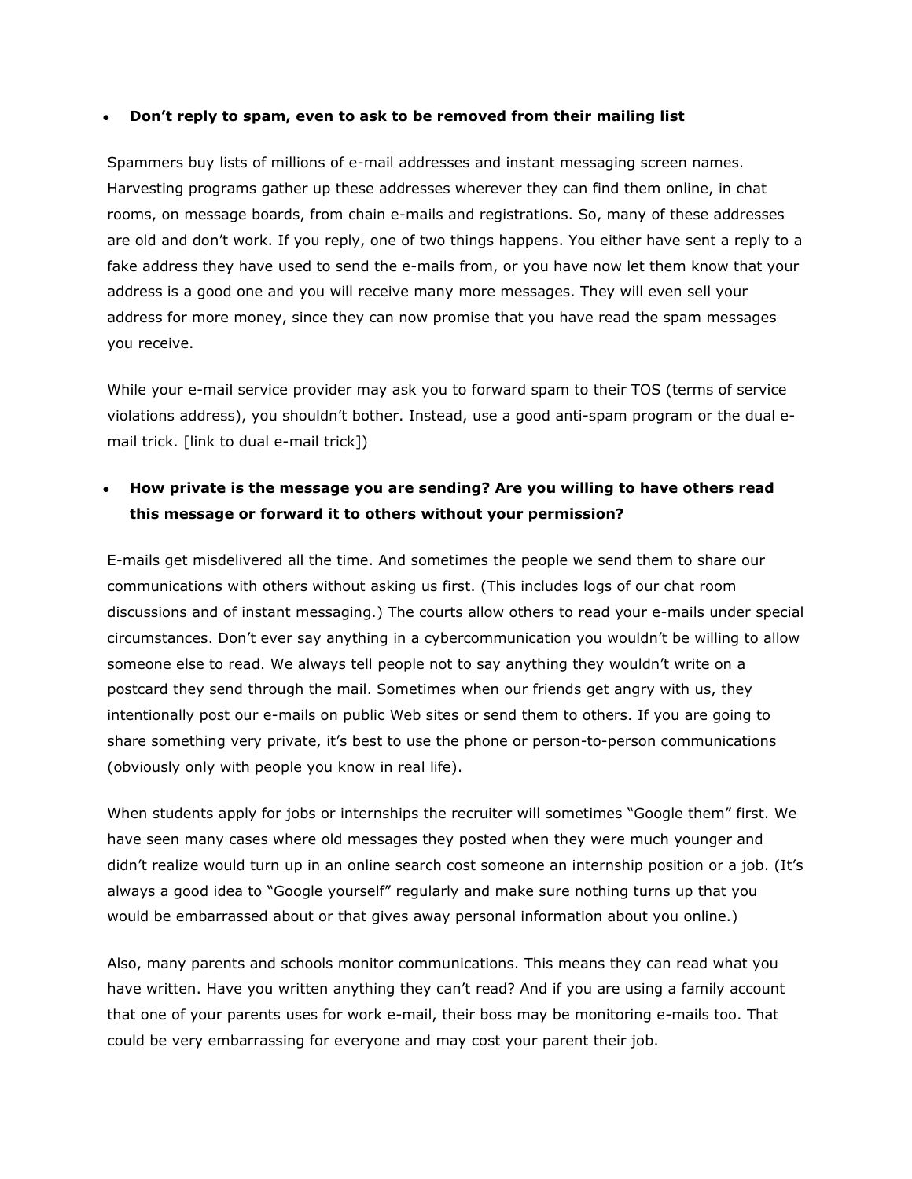- **Don't reply to spam, even to ask to be removed from their mailing list**

Spammers buy lists of millions of e-mail addresses and instant messaging screen names. Harvesting programs gather up these addresses wherever they can find them online, in chat rooms, on message boards, from chain e-mails and registrations. So, many of these addresses are old and don't work. If you reply, one of two things happens. You either have sent a reply to a fake address they have used to send the e-mails from, or you have now let them know that your address is a good one and you will receive many more messages. They will even sell your address for more money, since they can now promise that you have read the spam messages you receive.

While your e-mail service provider may ask you to forward spam to their TOS (terms of service violations address), you shouldn't bother. Instead, use a good anti-spam program or the dual e-mail trick. [link to dual e-mail trick])

- **How private is the message you are sending? Are you willing to have others read this message or forward it to others without your permission?**

E-mails get misdelivered all the time. And sometimes the people we send them to share our communications with others without asking us first. (This includes logs of our chat room discussions and of instant messaging.) The courts allow others to read your e-mails under special circumstances. Don't ever say anything in a cybercommunication you wouldn't be willing to allow someone else to read. We always tell people not to say anything they wouldn't write on a postcard they send through the mail. Sometimes when our friends get angry with us, they intentionally post our e-mails on public Web sites or send them to others. If you are going to share something very private, it's best to use the phone or person-to-person communications (obviously only with people you know in real life).

When students apply for jobs or internships the recruiter will sometimes "Google them" first. We have seen many cases where old messages they posted when they were much younger and didn't realize would turn up in an online search cost someone an internship position or a job. (It's always a good idea to "Google yourself" regularly and make sure nothing turns up that you would be embarrassed about or that gives away personal information about you online.)

Also, many parents and schools monitor communications. This means they can read what you have written. Have you written anything they can't read? And if you are using a family account that one of your parents uses for work e-mail, their boss may be monitoring e-mails too. That could be very embarrassing for everyone and may cost your parent their job.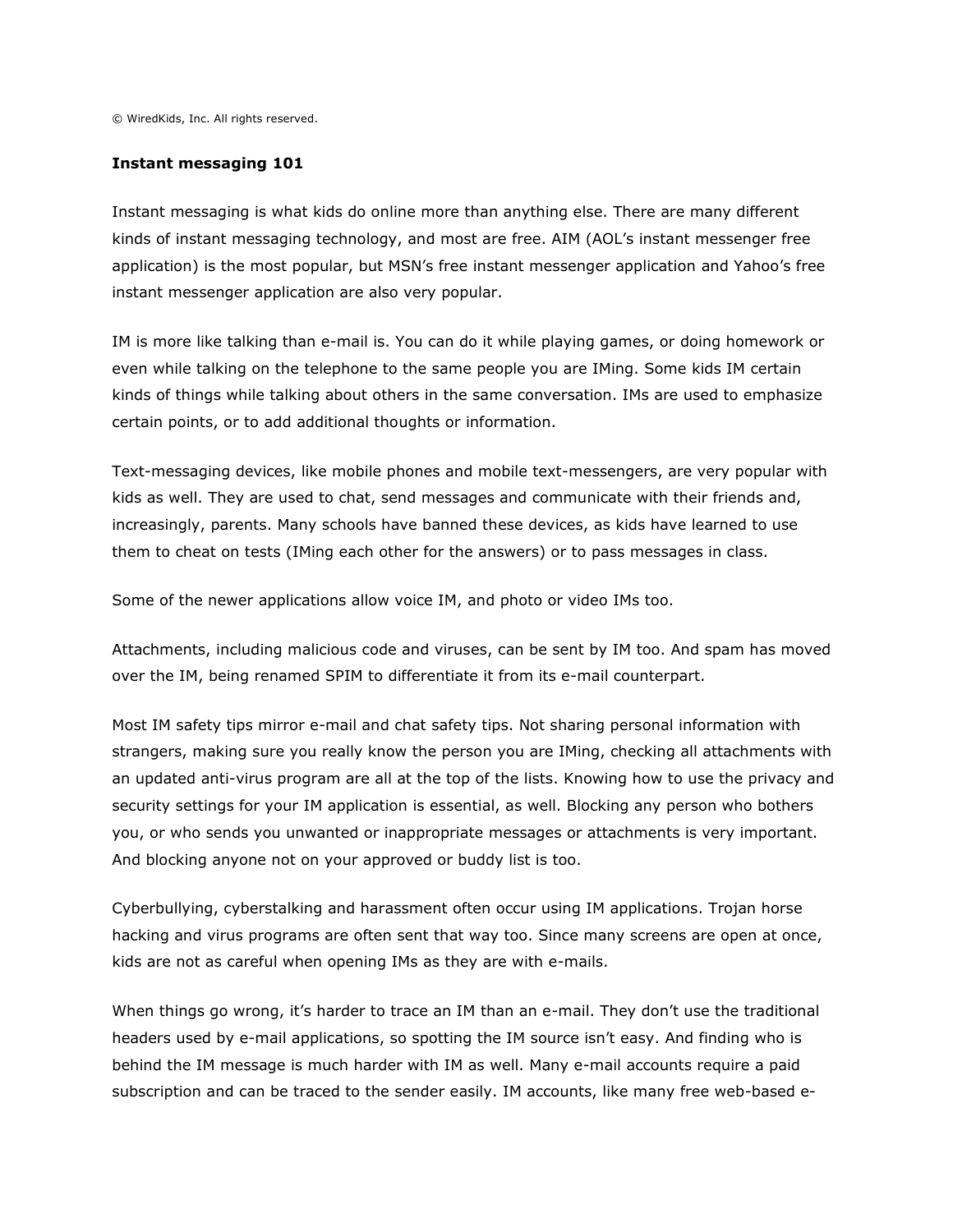© WiredKids, Inc. All rights reserved.

**Instant messaging 101**

Instant messaging is what kids do online more than anything else. There are many different kinds of instant messaging technology, and most are free. AIM (AOL's instant messenger free application) is the most popular, but MSN's free instant messenger application and Yahoo's free instant messenger application are also very popular.

IM is more like talking than e-mail is. You can do it while playing games, or doing homework or even while talking on the telephone to the same people you are IMing. Some kids IM certain kinds of things while talking about others in the same conversation. IMs are used to emphasize certain points, or to add additional thoughts or information.

Text-messaging devices, like mobile phones and mobile text-messengers, are very popular with kids as well. They are used to chat, send messages and communicate with their friends and, increasingly, parents. Many schools have banned these devices, as kids have learned to use them to cheat on tests (IMing each other for the answers) or to pass messages in class.

Some of the newer applications allow voice IM, and photo or video IMs too.

Attachments, including malicious code and viruses, can be sent by IM too. And spam has moved over the IM, being renamed SPIM to differentiate it from its e-mail counterpart.

Most IM safety tips mirror e-mail and chat safety tips. Not sharing personal information with strangers, making sure you really know the person you are IMing, checking all attachments with an updated anti-virus program are all at the top of the lists. Knowing how to use the privacy and security settings for your IM application is essential, as well. Blocking any person who bothers you, or who sends you unwanted or inappropriate messages or attachments is very important. And blocking anyone not on your approved or buddy list is too.

Cyberbullying, cyberstalking and harassment often occur using IM applications. Trojan horse hacking and virus programs are often sent that way too. Since many screens are open at once, kids are not as careful when opening IMs as they are with e-mails.

When things go wrong, it's harder to trace an IM than an e-mail. They don't use the traditional headers used by e-mail applications, so spotting the IM source isn't easy. And finding who is behind the IM message is much harder with IM as well. Many e-mail accounts require a paid subscription and can be traced to the sender easily. IM accounts, like many free web-based e-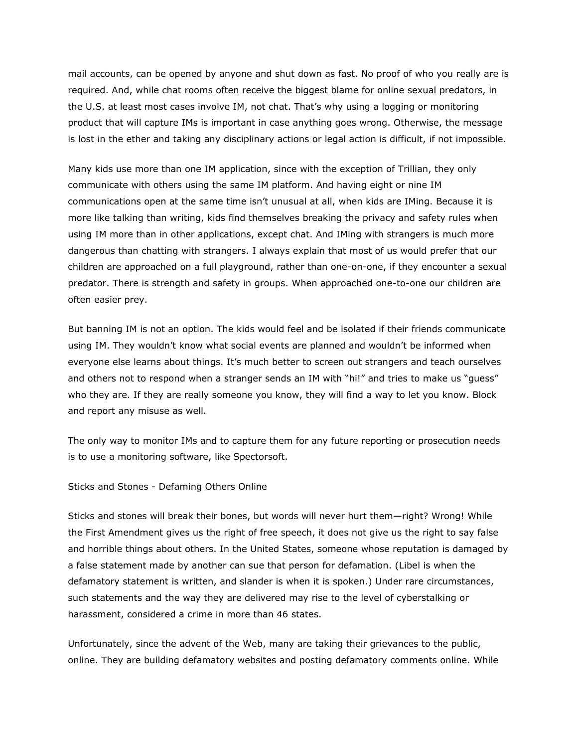mail accounts, can be opened by anyone and shut down as fast. No proof of who you really are is required. And, while chat rooms often receive the biggest blame for online sexual predators, in the U.S. at least most cases involve IM, not chat. That's why using a logging or monitoring product that will capture IMs is important in case anything goes wrong. Otherwise, the message is lost in the ether and taking any disciplinary actions or legal action is difficult, if not impossible.

Many kids use more than one IM application, since with the exception of Trillian, they only communicate with others using the same IM platform. And having eight or nine IM communications open at the same time isn't unusual at all, when kids are IMing. Because it is more like talking than writing, kids find themselves breaking the privacy and safety rules when using IM more than in other applications, except chat. And IMing with strangers is much more dangerous than chatting with strangers. I always explain that most of us would prefer that our children are approached on a full playground, rather than one-on-one, if they encounter a sexual predator. There is strength and safety in groups. When approached one-to-one our children are often easier prey.

But banning IM is not an option. The kids would feel and be isolated if their friends communicate using IM. They wouldn't know what social events are planned and wouldn't be informed when everyone else learns about things. It's much better to screen out strangers and teach ourselves and others not to respond when a stranger sends an IM with "hi!" and tries to make us "guess" who they are. If they are really someone you know, they will find a way to let you know. Block and report any misuse as well.

The only way to monitor IMs and to capture them for any future reporting or prosecution needs is to use a monitoring software, like Spectorsoft.

## Sticks and Stones - Defaming Others Online

Sticks and stones will break their bones, but words will never hurt them—right? Wrong! While the First Amendment gives us the right of free speech, it does not give us the right to say false and horrible things about others. In the United States, someone whose reputation is damaged by a false statement made by another can sue that person for defamation. (Libel is when the defamatory statement is written, and slander is when it is spoken.) Under rare circumstances, such statements and the way they are delivered may rise to the level of cyberstalking or harassment, considered a crime in more than 46 states.

Unfortunately, since the advent of the Web, many are taking their grievances to the public, online. They are building defamatory websites and posting defamatory comments online. While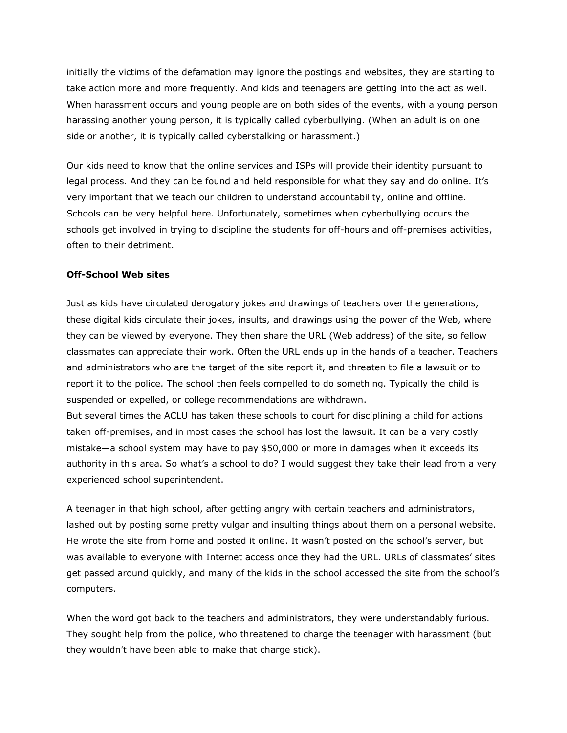initially the victims of the defamation may ignore the postings and websites, they are starting to take action more and more frequently. And kids and teenagers are getting into the act as well. When harassment occurs and young people are on both sides of the events, with a young person harassing another young person, it is typically called cyberbullying. (When an adult is on one side or another, it is typically called cyberstalking or harassment.)

Our kids need to know that the online services and ISPs will provide their identity pursuant to legal process. And they can be found and held responsible for what they say and do online. It's very important that we teach our children to understand accountability, online and offline. Schools can be very helpful here. Unfortunately, sometimes when cyberbullying occurs the schools get involved in trying to discipline the students for off-hours and off-premises activities, often to their detriment.

**Off-School Web sites**

Just as kids have circulated derogatory jokes and drawings of teachers over the generations, these digital kids circulate their jokes, insults, and drawings using the power of the Web, where they can be viewed by everyone. They then share the URL (Web address) of the site, so fellow classmates can appreciate their work. Often the URL ends up in the hands of a teacher. Teachers and administrators who are the target of the site report it, and threaten to file a lawsuit or to report it to the police. The school then feels compelled to do something. Typically the child is suspended or expelled, or college recommendations are withdrawn.
But several times the ACLU has taken these schools to court for disciplining a child for actions taken off-premises, and in most cases the school has lost the lawsuit. It can be a very costly mistake—a school system may have to pay $50,000 or more in damages when it exceeds its authority in this area. So what's a school to do? I would suggest they take their lead from a very experienced school superintendent.

A teenager in that high school, after getting angry with certain teachers and administrators, lashed out by posting some pretty vulgar and insulting things about them on a personal website. He wrote the site from home and posted it online. It wasn't posted on the school's server, but was available to everyone with Internet access once they had the URL. URLs of classmates' sites get passed around quickly, and many of the kids in the school accessed the site from the school's computers.

When the word got back to the teachers and administrators, they were understandably furious. They sought help from the police, who threatened to charge the teenager with harassment (but they wouldn't have been able to make that charge stick).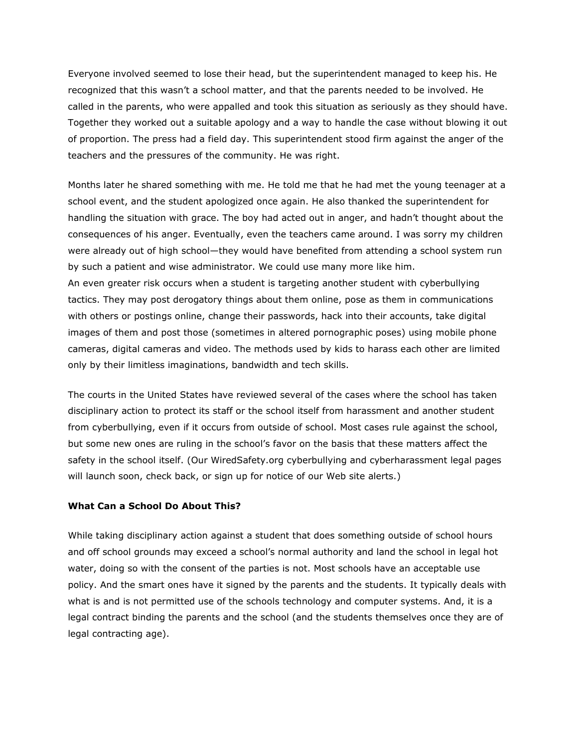Everyone involved seemed to lose their head, but the superintendent managed to keep his. He recognized that this wasn't a school matter, and that the parents needed to be involved. He called in the parents, who were appalled and took this situation as seriously as they should have. Together they worked out a suitable apology and a way to handle the case without blowing it out of proportion. The press had a field day. This superintendent stood firm against the anger of the teachers and the pressures of the community. He was right.

Months later he shared something with me. He told me that he had met the young teenager at a school event, and the student apologized once again. He also thanked the superintendent for handling the situation with grace. The boy had acted out in anger, and hadn't thought about the consequences of his anger. Eventually, even the teachers came around. I was sorry my children were already out of high school—they would have benefited from attending a school system run by such a patient and wise administrator. We could use many more like him.

An even greater risk occurs when a student is targeting another student with cyberbullying tactics. They may post derogatory things about them online, pose as them in communications with others or postings online, change their passwords, hack into their accounts, take digital images of them and post those (sometimes in altered pornographic poses) using mobile phone cameras, digital cameras and video. The methods used by kids to harass each other are limited only by their limitless imaginations, bandwidth and tech skills.

The courts in the United States have reviewed several of the cases where the school has taken disciplinary action to protect its staff or the school itself from harassment and another student from cyberbullying, even if it occurs from outside of school. Most cases rule against the school, but some new ones are ruling in the school's favor on the basis that these matters affect the safety in the school itself. (Our WiredSafety.org cyberbullying and cyberharassment legal pages will launch soon, check back, or sign up for notice of our Web site alerts.)

**What Can a School Do About This?**

While taking disciplinary action against a student that does something outside of school hours and off school grounds may exceed a school's normal authority and land the school in legal hot water, doing so with the consent of the parties is not. Most schools have an acceptable use policy. And the smart ones have it signed by the parents and the students. It typically deals with what is and is not permitted use of the schools technology and computer systems. And, it is a legal contract binding the parents and the school (and the students themselves once they are of legal contracting age).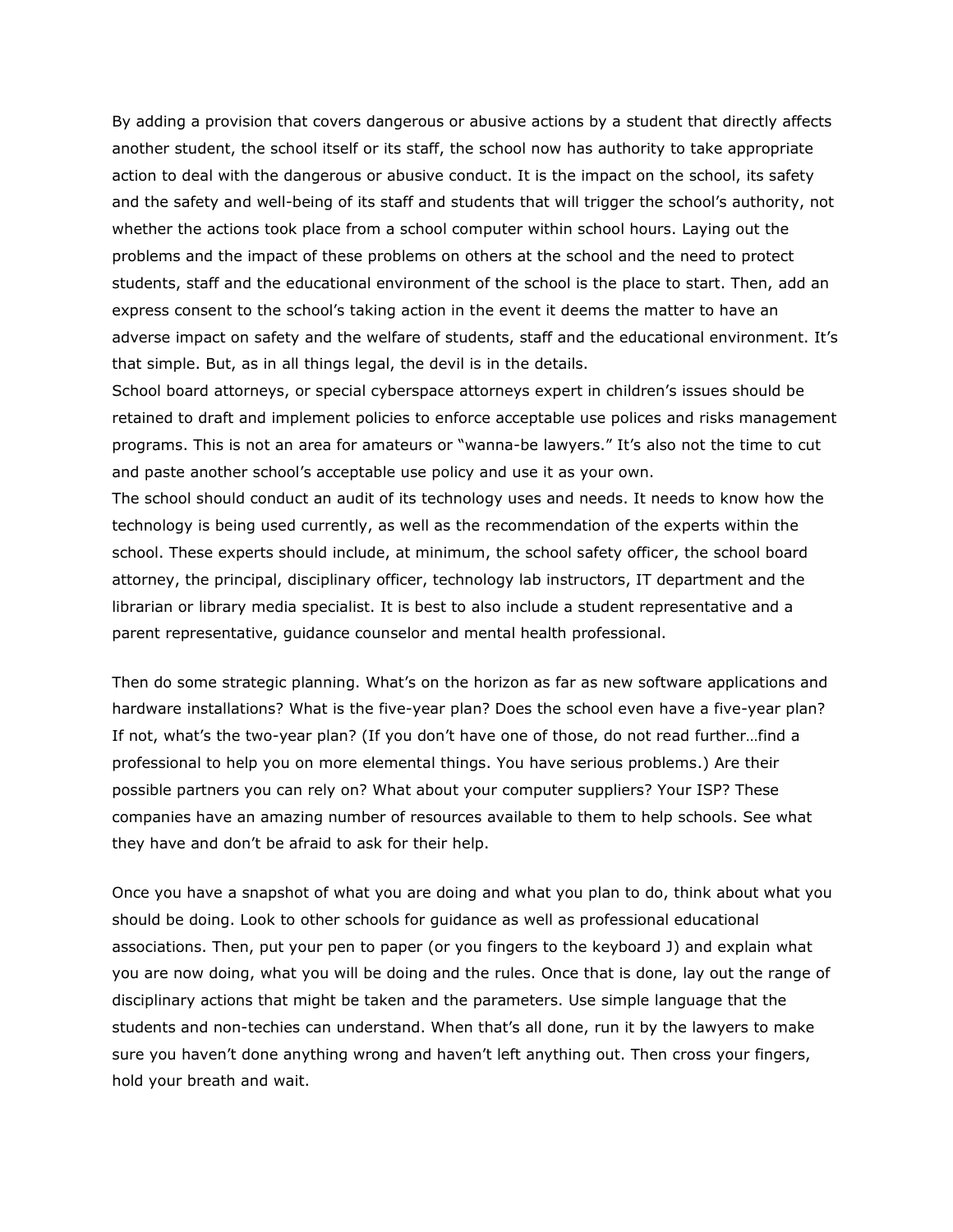By adding a provision that covers dangerous or abusive actions by a student that directly affects another student, the school itself or its staff, the school now has authority to take appropriate action to deal with the dangerous or abusive conduct. It is the impact on the school, its safety and the safety and well-being of its staff and students that will trigger the school's authority, not whether the actions took place from a school computer within school hours. Laying out the problems and the impact of these problems on others at the school and the need to protect students, staff and the educational environment of the school is the place to start. Then, add an express consent to the school's taking action in the event it deems the matter to have an adverse impact on safety and the welfare of students, staff and the educational environment. It's that simple. But, as in all things legal, the devil is in the details.

School board attorneys, or special cyberspace attorneys expert in children's issues should be retained to draft and implement policies to enforce acceptable use polices and risks management programs. This is not an area for amateurs or "wanna-be lawyers." It's also not the time to cut and paste another school's acceptable use policy and use it as your own.

The school should conduct an audit of its technology uses and needs. It needs to know how the technology is being used currently, as well as the recommendation of the experts within the school. These experts should include, at minimum, the school safety officer, the school board attorney, the principal, disciplinary officer, technology lab instructors, IT department and the librarian or library media specialist. It is best to also include a student representative and a parent representative, guidance counselor and mental health professional.

Then do some strategic planning. What's on the horizon as far as new software applications and hardware installations? What is the five-year plan? Does the school even have a five-year plan? If not, what's the two-year plan? (If you don't have one of those, do not read further…find a professional to help you on more elemental things. You have serious problems.) Are their possible partners you can rely on? What about your computer suppliers? Your ISP? These companies have an amazing number of resources available to them to help schools. See what they have and don't be afraid to ask for their help.

Once you have a snapshot of what you are doing and what you plan to do, think about what you should be doing. Look to other schools for guidance as well as professional educational associations. Then, put your pen to paper (or you fingers to the keyboard J) and explain what you are now doing, what you will be doing and the rules. Once that is done, lay out the range of disciplinary actions that might be taken and the parameters. Use simple language that the students and non-techies can understand. When that's all done, run it by the lawyers to make sure you haven't done anything wrong and haven't left anything out. Then cross your fingers, hold your breath and wait.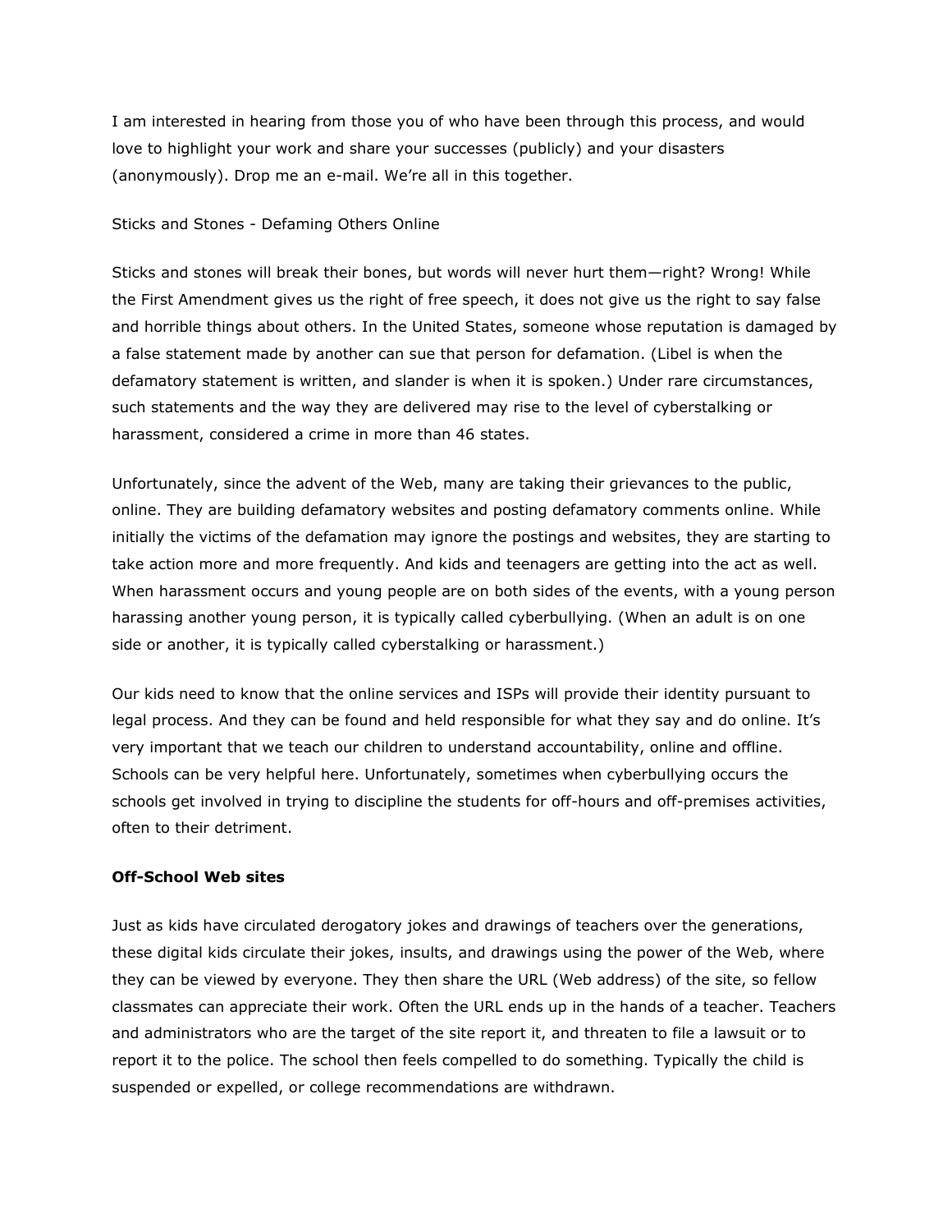I am interested in hearing from those you of who have been through this process, and would love to highlight your work and share your successes (publicly) and your disasters (anonymously). Drop me an e-mail. We're all in this together.

## Sticks and Stones - Defaming Others Online

Sticks and stones will break their bones, but words will never hurt them—right? Wrong! While the First Amendment gives us the right of free speech, it does not give us the right to say false and horrible things about others. In the United States, someone whose reputation is damaged by a false statement made by another can sue that person for defamation. (Libel is when the defamatory statement is written, and slander is when it is spoken.) Under rare circumstances, such statements and the way they are delivered may rise to the level of cyberstalking or harassment, considered a crime in more than 46 states.

Unfortunately, since the advent of the Web, many are taking their grievances to the public, online. They are building defamatory websites and posting defamatory comments online. While initially the victims of the defamation may ignore the postings and websites, they are starting to take action more and more frequently. And kids and teenagers are getting into the act as well. When harassment occurs and young people are on both sides of the events, with a young person harassing another young person, it is typically called cyberbullying. (When an adult is on one side or another, it is typically called cyberstalking or harassment.)

Our kids need to know that the online services and ISPs will provide their identity pursuant to legal process. And they can be found and held responsible for what they say and do online. It's very important that we teach our children to understand accountability, online and offline. Schools can be very helpful here. Unfortunately, sometimes when cyberbullying occurs the schools get involved in trying to discipline the students for off-hours and off-premises activities, often to their detriment.

### Off-School Web sites

Just as kids have circulated derogatory jokes and drawings of teachers over the generations, these digital kids circulate their jokes, insults, and drawings using the power of the Web, where they can be viewed by everyone. They then share the URL (Web address) of the site, so fellow classmates can appreciate their work. Often the URL ends up in the hands of a teacher. Teachers and administrators who are the target of the site report it, and threaten to file a lawsuit or to report it to the police. The school then feels compelled to do something. Typically the child is suspended or expelled, or college recommendations are withdrawn.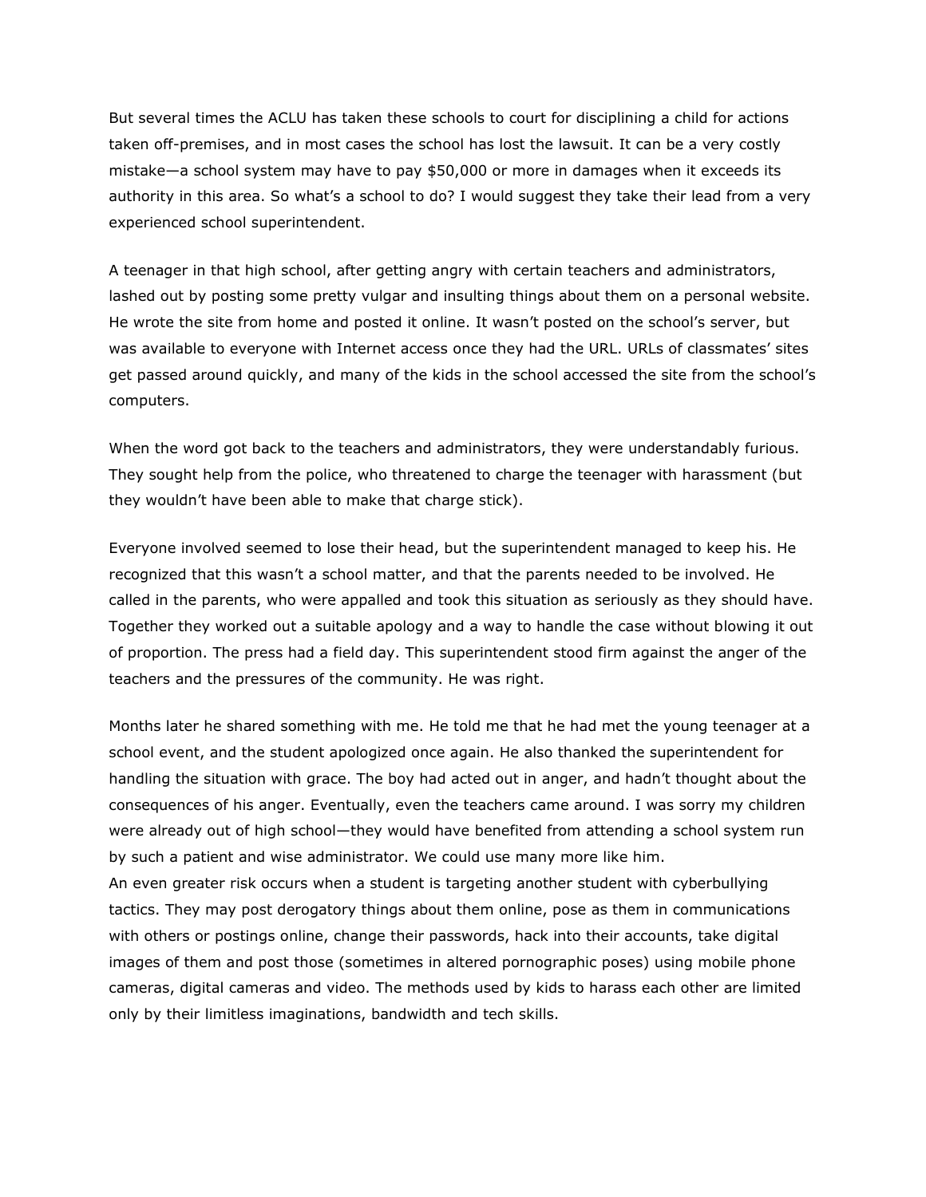But several times the ACLU has taken these schools to court for disciplining a child for actions taken off-premises, and in most cases the school has lost the lawsuit. It can be a very costly mistake—a school system may have to pay $50,000 or more in damages when it exceeds its authority in this area. So what's a school to do? I would suggest they take their lead from a very experienced school superintendent.

A teenager in that high school, after getting angry with certain teachers and administrators, lashed out by posting some pretty vulgar and insulting things about them on a personal website. He wrote the site from home and posted it online. It wasn't posted on the school's server, but was available to everyone with Internet access once they had the URL. URLs of classmates' sites get passed around quickly, and many of the kids in the school accessed the site from the school's computers.

When the word got back to the teachers and administrators, they were understandably furious. They sought help from the police, who threatened to charge the teenager with harassment (but they wouldn't have been able to make that charge stick).

Everyone involved seemed to lose their head, but the superintendent managed to keep his. He recognized that this wasn't a school matter, and that the parents needed to be involved. He called in the parents, who were appalled and took this situation as seriously as they should have. Together they worked out a suitable apology and a way to handle the case without blowing it out of proportion. The press had a field day. This superintendent stood firm against the anger of the teachers and the pressures of the community. He was right.

Months later he shared something with me. He told me that he had met the young teenager at a school event, and the student apologized once again. He also thanked the superintendent for handling the situation with grace. The boy had acted out in anger, and hadn't thought about the consequences of his anger. Eventually, even the teachers came around. I was sorry my children were already out of high school—they would have benefited from attending a school system run by such a patient and wise administrator. We could use many more like him.

An even greater risk occurs when a student is targeting another student with cyberbullying tactics. They may post derogatory things about them online, pose as them in communications with others or postings online, change their passwords, hack into their accounts, take digital images of them and post those (sometimes in altered pornographic poses) using mobile phone cameras, digital cameras and video. The methods used by kids to harass each other are limited only by their limitless imaginations, bandwidth and tech skills.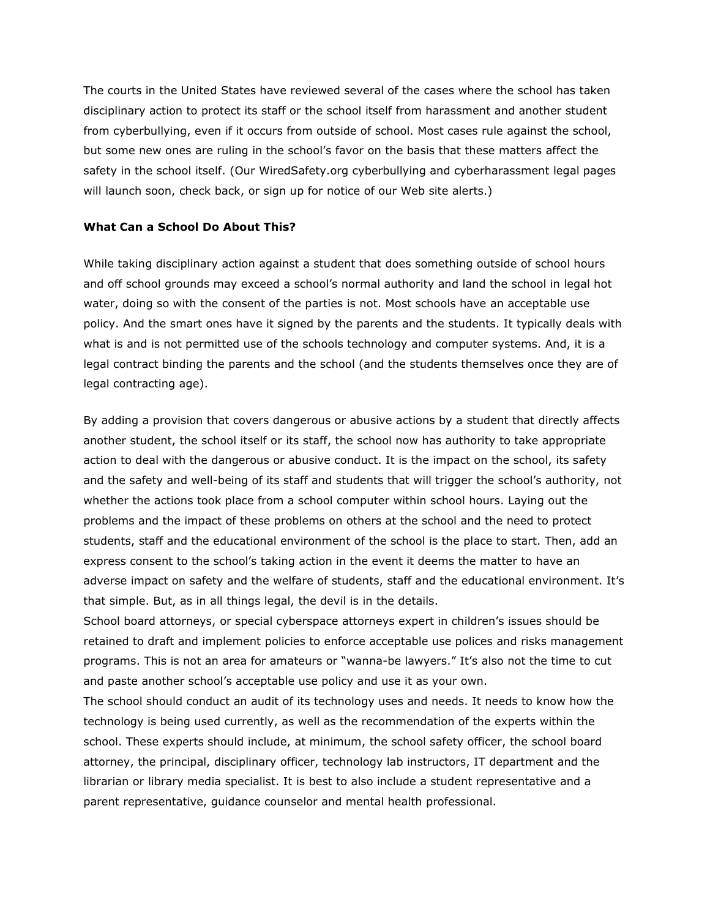The courts in the United States have reviewed several of the cases where the school has taken disciplinary action to protect its staff or the school itself from harassment and another student from cyberbullying, even if it occurs from outside of school. Most cases rule against the school, but some new ones are ruling in the school's favor on the basis that these matters affect the safety in the school itself. (Our WiredSafety.org cyberbullying and cyberharassment legal pages will launch soon, check back, or sign up for notice of our Web site alerts.)

**What Can a School Do About This?**

While taking disciplinary action against a student that does something outside of school hours and off school grounds may exceed a school's normal authority and land the school in legal hot water, doing so with the consent of the parties is not. Most schools have an acceptable use policy. And the smart ones have it signed by the parents and the students. It typically deals with what is and is not permitted use of the schools technology and computer systems. And, it is a legal contract binding the parents and the school (and the students themselves once they are of legal contracting age).

By adding a provision that covers dangerous or abusive actions by a student that directly affects another student, the school itself or its staff, the school now has authority to take appropriate action to deal with the dangerous or abusive conduct. It is the impact on the school, its safety and the safety and well-being of its staff and students that will trigger the school's authority, not whether the actions took place from a school computer within school hours. Laying out the problems and the impact of these problems on others at the school and the need to protect students, staff and the educational environment of the school is the place to start. Then, add an express consent to the school's taking action in the event it deems the matter to have an adverse impact on safety and the welfare of students, staff and the educational environment. It's that simple. But, as in all things legal, the devil is in the details.

School board attorneys, or special cyberspace attorneys expert in children's issues should be retained to draft and implement policies to enforce acceptable use polices and risks management programs. This is not an area for amateurs or "wanna-be lawyers." It's also not the time to cut and paste another school's acceptable use policy and use it as your own.

The school should conduct an audit of its technology uses and needs. It needs to know how the technology is being used currently, as well as the recommendation of the experts within the school. These experts should include, at minimum, the school safety officer, the school board attorney, the principal, disciplinary officer, technology lab instructors, IT department and the librarian or library media specialist. It is best to also include a student representative and a parent representative, guidance counselor and mental health professional.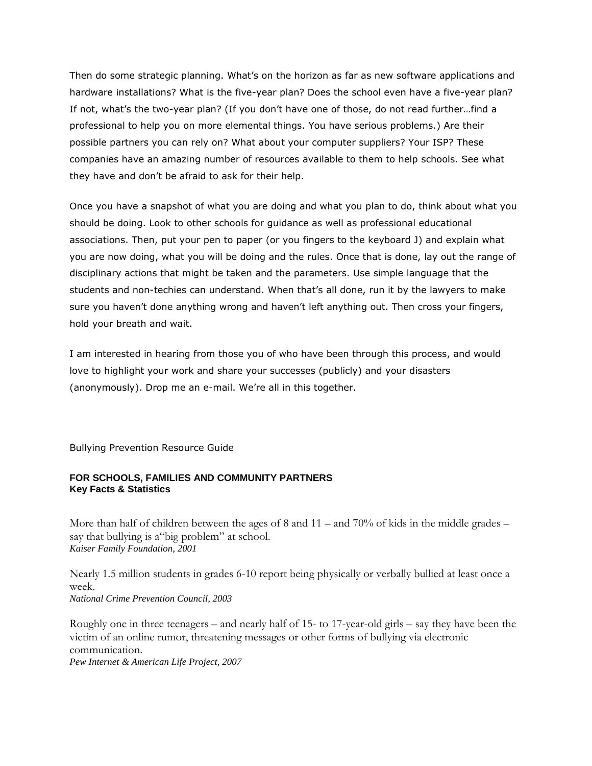Then do some strategic planning. What's on the horizon as far as new software applications and hardware installations? What is the five-year plan? Does the school even have a five-year plan? If not, what's the two-year plan? (If you don't have one of those, do not read further…find a professional to help you on more elemental things. You have serious problems.) Are their possible partners you can rely on? What about your computer suppliers? Your ISP? These companies have an amazing number of resources available to them to help schools. See what they have and don't be afraid to ask for their help.

Once you have a snapshot of what you are doing and what you plan to do, think about what you should be doing. Look to other schools for guidance as well as professional educational associations. Then, put your pen to paper (or you fingers to the keyboard J) and explain what you are now doing, what you will be doing and the rules. Once that is done, lay out the range of disciplinary actions that might be taken and the parameters. Use simple language that the students and non-techies can understand. When that's all done, run it by the lawyers to make sure you haven't done anything wrong and haven't left anything out. Then cross your fingers, hold your breath and wait.

I am interested in hearing from those you of who have been through this process, and would love to highlight your work and share your successes (publicly) and your disasters (anonymously). Drop me an e-mail. We're all in this together.

Bullying Prevention Resource Guide

**FOR SCHOOLS, FAMILIES AND COMMUNITY PARTNERS**
**Key Facts & Statistics**

More than half of children between the ages of 8 and 11 – and 70% of kids in the middle grades – say that bullying is a"big problem" at school.
*Kaiser Family Foundation, 2001*

Nearly 1.5 million students in grades 6-10 report being physically or verbally bullied at least once a week.
*National Crime Prevention Council, 2003*

Roughly one in three teenagers – and nearly half of 15- to 17-year-old girls – say they have been the victim of an online rumor, threatening messages or other forms of bullying via electronic communication.
*Pew Internet & American Life Project, 2007*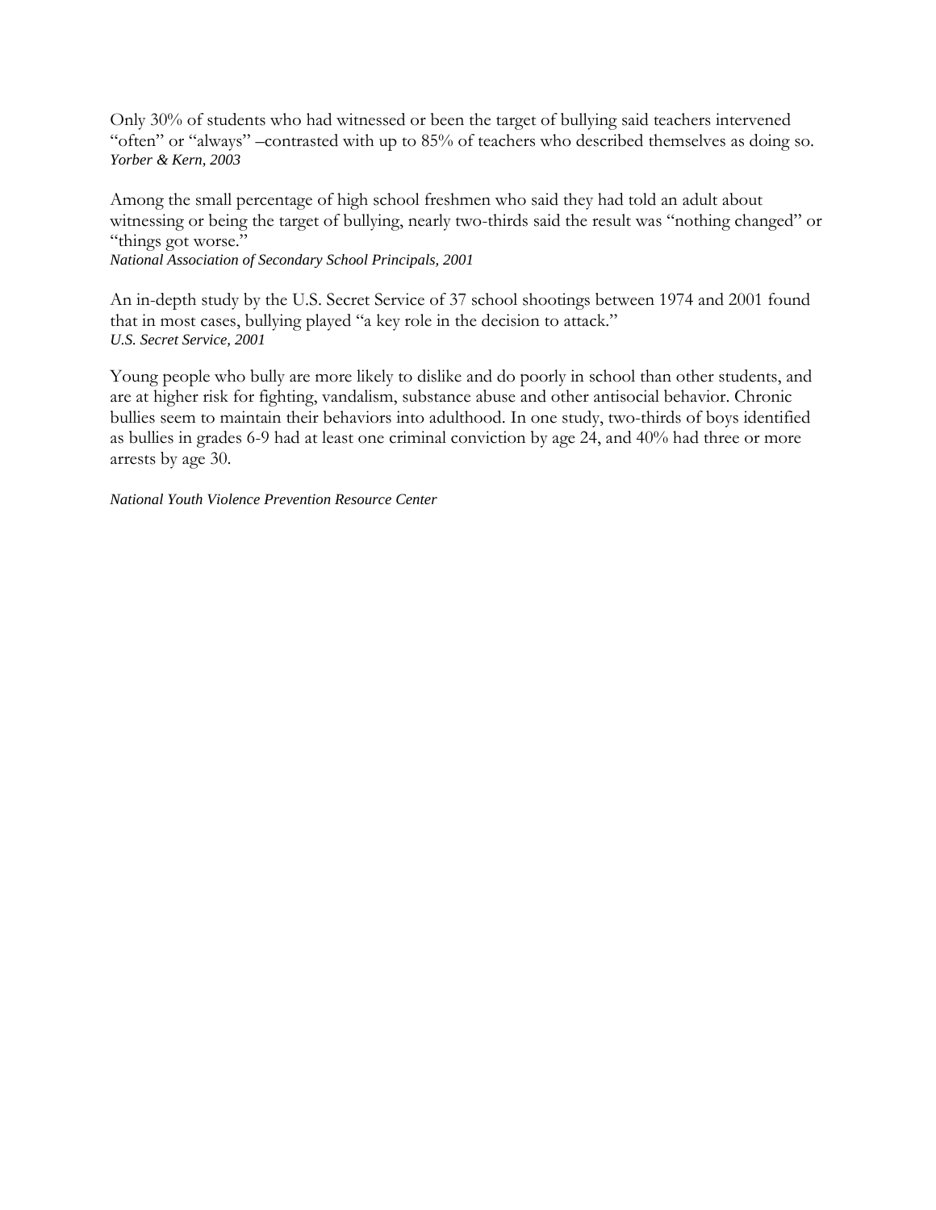Only 30% of students who had witnessed or been the target of bullying said teachers intervened "often" or "always" –contrasted with up to 85% of teachers who described themselves as doing so.
*Yorber & Kern, 2003*

Among the small percentage of high school freshmen who said they had told an adult about witnessing or being the target of bullying, nearly two-thirds said the result was "nothing changed" or "things got worse."
*National Association of Secondary School Principals, 2001*

An in-depth study by the U.S. Secret Service of 37 school shootings between 1974 and 2001 found that in most cases, bullying played "a key role in the decision to attack."
*U.S. Secret Service, 2001*

Young people who bully are more likely to dislike and do poorly in school than other students, and are at higher risk for fighting, vandalism, substance abuse and other antisocial behavior. Chronic bullies seem to maintain their behaviors into adulthood. In one study, two-thirds of boys identified as bullies in grades 6-9 had at least one criminal conviction by age 24, and 40% had three or more arrests by age 30.

*National Youth Violence Prevention Resource Center*